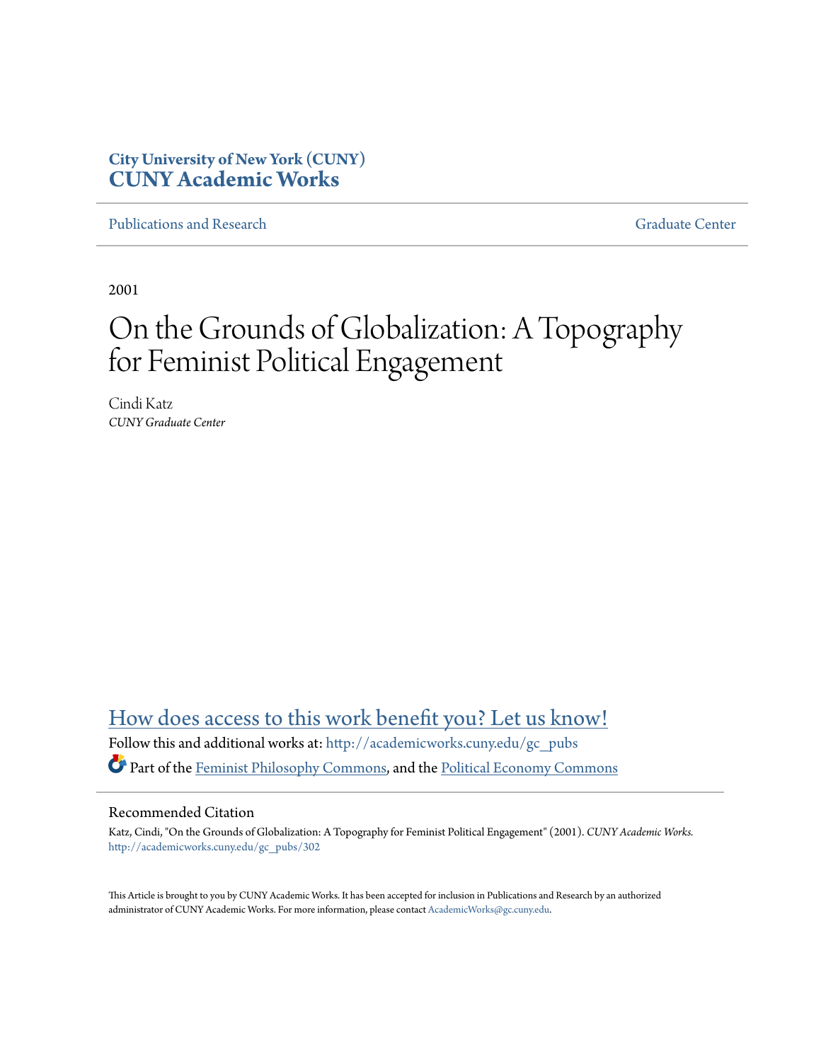**City University of New York (CUNY)**
**CUNY Academic Works**

Publications and Research | Graduate Center

2001

# On the Grounds of Globalization: A Topography for Feminist Political Engagement

Cindi Katz
*CUNY Graduate Center*

How does access to this work benefit you? Let us know!

Follow this and additional works at: http://academicworks.cuny.edu/gc_pubs

Part of the Feminist Philosophy Commons, and the Political Economy Commons

## Recommended Citation

Katz, Cindi, "On the Grounds of Globalization: A Topography for Feminist Political Engagement" (2001). *CUNY Academic Works.* http://academicworks.cuny.edu/gc_pubs/302

This Article is brought to you by CUNY Academic Works. It has been accepted for inclusion in Publications and Research by an authorized administrator of CUNY Academic Works. For more information, please contact AcademicWorks@gc.cuny.edu.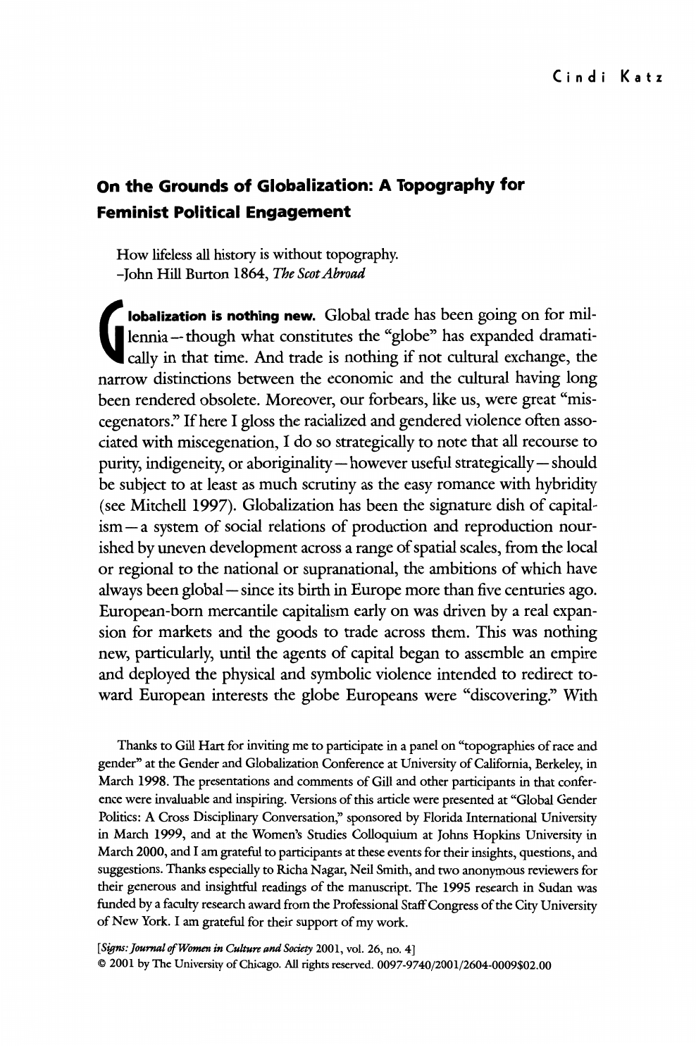Cindi Katz

# On the Grounds of Globalization: A Topography for Feminist Political Engagement

How lifeless all history is without topography.
-John Hill Burton 1864, *The Scot Abroad*

**Globalization is nothing new.** Global trade has been going on for millennia—though what constitutes the "globe" has expanded dramatically in that time. And trade is nothing if not cultural exchange, the narrow distinctions between the economic and the cultural having long been rendered obsolete. Moreover, our forbears, like us, were great "miscegenators." If here I gloss the racialized and gendered violence often associated with miscegenation, I do so strategically to note that all recourse to purity, indigeneity, or aboriginality—however useful strategically—should be subject to at least as much scrutiny as the easy romance with hybridity (see Mitchell 1997). Globalization has been the signature dish of capitalism—a system of social relations of production and reproduction nourished by uneven development across a range of spatial scales, from the local or regional to the national or supranational, the ambitions of which have always been global—since its birth in Europe more than five centuries ago. European-born mercantile capitalism early on was driven by a real expansion for markets and the goods to trade across them. This was nothing new, particularly, until the agents of capital began to assemble an empire and deployed the physical and symbolic violence intended to redirect toward European interests the globe Europeans were "discovering." With

Thanks to Gill Hart for inviting me to participate in a panel on "topographies of race and gender" at the Gender and Globalization Conference at University of California, Berkeley, in March 1998. The presentations and comments of Gill and other participants in that conference were invaluable and inspiring. Versions of this article were presented at "Global Gender Politics: A Cross Disciplinary Conversation," sponsored by Florida International University in March 1999, and at the Women's Studies Colloquium at Johns Hopkins University in March 2000, and I am grateful to participants at these events for their insights, questions, and suggestions. Thanks especially to Richa Nagar, Neil Smith, and two anonymous reviewers for their generous and insightful readings of the manuscript. The 1995 research in Sudan was funded by a faculty research award from the Professional Staff Congress of the City University of New York. I am grateful for their support of my work.

[*Signs: Journal of Women in Culture and Society* 2001, vol. 26, no. 4]
© 2001 by The University of Chicago. All rights reserved. 0097-9740/2001/2604-0009$02.00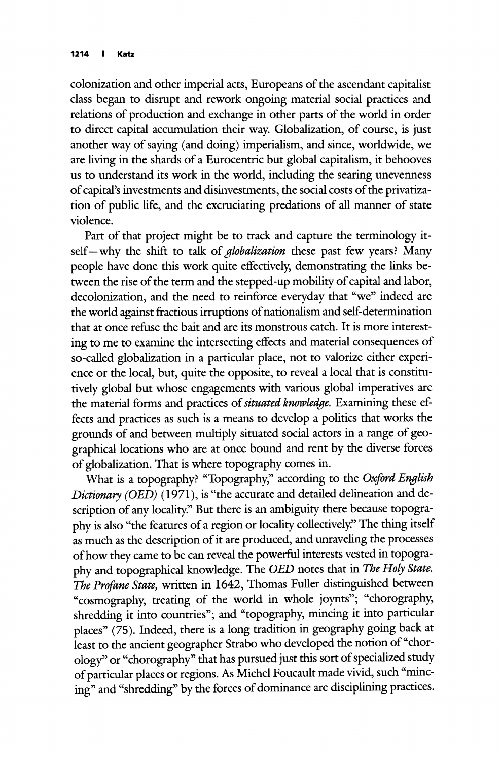colonization and other imperial acts, Europeans of the ascendant capitalist class began to disrupt and rework ongoing material social practices and relations of production and exchange in other parts of the world in order to direct capital accumulation their way. Globalization, of course, is just another way of saying (and doing) imperialism, and since, worldwide, we are living in the shards of a Eurocentric but global capitalism, it behooves us to understand its work in the world, including the searing unevenness of capital's investments and disinvestments, the social costs of the privatization of public life, and the excruciating predations of all manner of state violence.

Part of that project might be to track and capture the terminology itself—why the shift to talk of *globalization* these past few years? Many people have done this work quite effectively, demonstrating the links between the rise of the term and the stepped-up mobility of capital and labor, decolonization, and the need to reinforce everyday that "we" indeed are the world against fractious irruptions of nationalism and self-determination that at once refuse the bait and are its monstrous catch. It is more interesting to me to examine the intersecting effects and material consequences of so-called globalization in a particular place, not to valorize either experience or the local, but, quite the opposite, to reveal a local that is constitutively global but whose engagements with various global imperatives are the material forms and practices of *situated knowledge*. Examining these effects and practices as such is a means to develop a politics that works the grounds of and between multiply situated social actors in a range of geographical locations who are at once bound and rent by the diverse forces of globalization. That is where topography comes in.

What is a topography? "Topography," according to the *Oxford English Dictionary (OED)* (1971), is "the accurate and detailed delineation and description of any locality." But there is an ambiguity there because topography is also "the features of a region or locality collectively." The thing itself as much as the description of it are produced, and unraveling the processes of how they came to be can reveal the powerful interests vested in topography and topographical knowledge. The *OED* notes that in *The Holy State. The Profane State,* written in 1642, Thomas Fuller distinguished between "cosmography, treating of the world in whole joynts"; "chorography, shredding it into countries"; and "topography, mincing it into particular places" (75). Indeed, there is a long tradition in geography going back at least to the ancient geographer Strabo who developed the notion of "chorology" or "chorography" that has pursued just this sort of specialized study of particular places or regions. As Michel Foucault made vivid, such "mincing" and "shredding" by the forces of dominance are disciplining practices.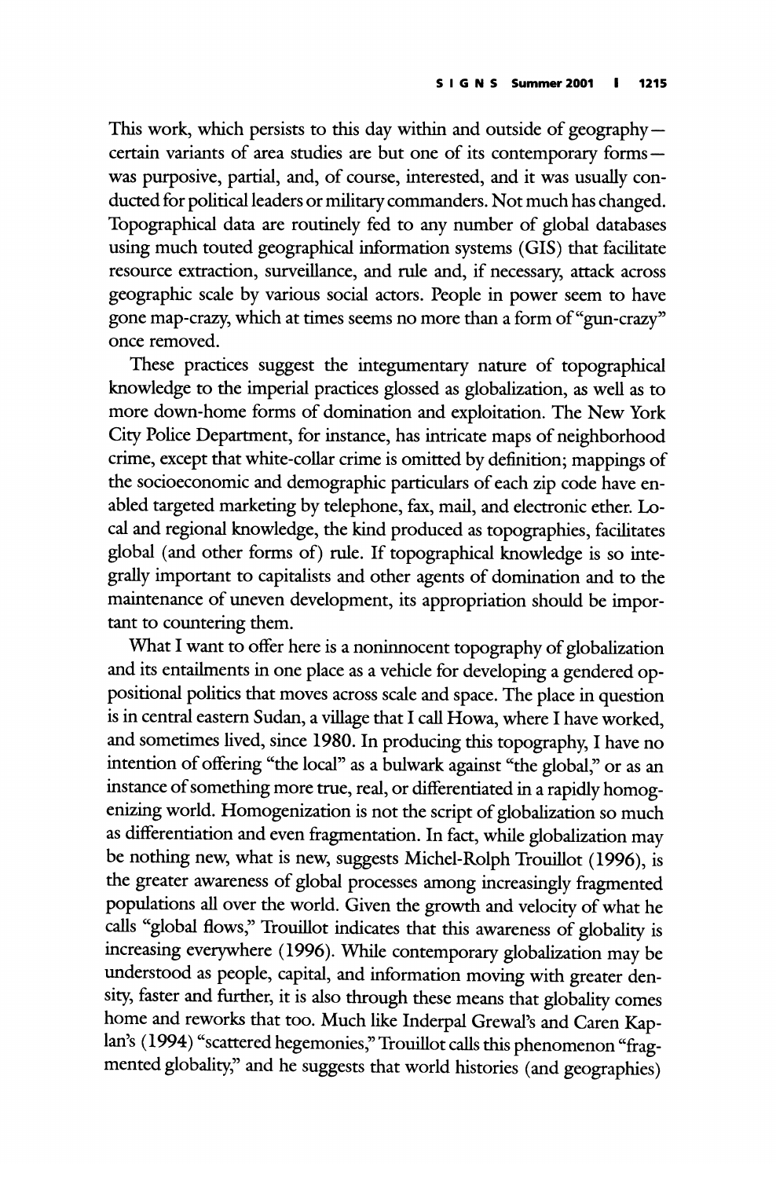This work, which persists to this day within and outside of geography—certain variants of area studies are but one of its contemporary forms—was purposive, partial, and, of course, interested, and it was usually conducted for political leaders or military commanders. Not much has changed. Topographical data are routinely fed to any number of global databases using much touted geographical information systems (GIS) that facilitate resource extraction, surveillance, and rule and, if necessary, attack across geographic scale by various social actors. People in power seem to have gone map-crazy, which at times seems no more than a form of "gun-crazy" once removed.

These practices suggest the integumentary nature of topographical knowledge to the imperial practices glossed as globalization, as well as to more down-home forms of domination and exploitation. The New York City Police Department, for instance, has intricate maps of neighborhood crime, except that white-collar crime is omitted by definition; mappings of the socioeconomic and demographic particulars of each zip code have enabled targeted marketing by telephone, fax, mail, and electronic ether. Local and regional knowledge, the kind produced as topographies, facilitates global (and other forms of) rule. If topographical knowledge is so integrally important to capitalists and other agents of domination and to the maintenance of uneven development, its appropriation should be important to countering them.

What I want to offer here is a noninnocent topography of globalization and its entailments in one place as a vehicle for developing a gendered oppositional politics that moves across scale and space. The place in question is in central eastern Sudan, a village that I call Howa, where I have worked, and sometimes lived, since 1980. In producing this topography, I have no intention of offering "the local" as a bulwark against "the global," or as an instance of something more true, real, or differentiated in a rapidly homogenizing world. Homogenization is not the script of globalization so much as differentiation and even fragmentation. In fact, while globalization may be nothing new, what is new, suggests Michel-Rolph Trouillot (1996), is the greater awareness of global processes among increasingly fragmented populations all over the world. Given the growth and velocity of what he calls "global flows," Trouillot indicates that this awareness of globality is increasing everywhere (1996). While contemporary globalization may be understood as people, capital, and information moving with greater density, faster and further, it is also through these means that globality comes home and reworks that too. Much like Inderpal Grewal's and Caren Kaplan's (1994) "scattered hegemonies," Trouillot calls this phenomenon "fragmented globality," and he suggests that world histories (and geographies)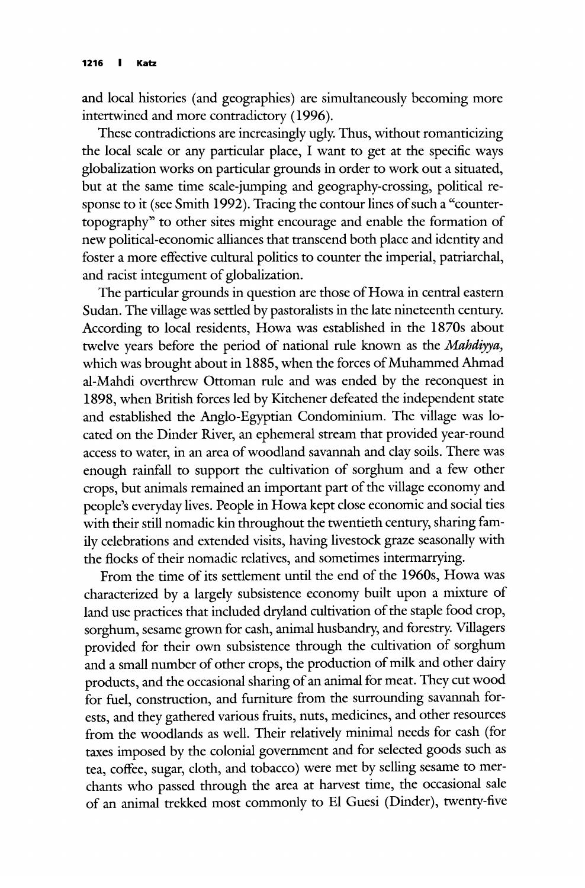and local histories (and geographies) are simultaneously becoming more intertwined and more contradictory (1996).

These contradictions are increasingly ugly. Thus, without romanticizing the local scale or any particular place, I want to get at the specific ways globalization works on particular grounds in order to work out a situated, but at the same time scale-jumping and geography-crossing, political response to it (see Smith 1992). Tracing the contour lines of such a "counter-topography" to other sites might encourage and enable the formation of new political-economic alliances that transcend both place and identity and foster a more effective cultural politics to counter the imperial, patriarchal, and racist integument of globalization.

The particular grounds in question are those of Howa in central eastern Sudan. The village was settled by pastoralists in the late nineteenth century. According to local residents, Howa was established in the 1870s about twelve years before the period of national rule known as the *Mahdiyya,* which was brought about in 1885, when the forces of Muhammed Ahmad al-Mahdi overthrew Ottoman rule and was ended by the reconquest in 1898, when British forces led by Kitchener defeated the independent state and established the Anglo-Egyptian Condominium. The village was located on the Dinder River, an ephemeral stream that provided year-round access to water, in an area of woodland savannah and clay soils. There was enough rainfall to support the cultivation of sorghum and a few other crops, but animals remained an important part of the village economy and people's everyday lives. People in Howa kept close economic and social ties with their still nomadic kin throughout the twentieth century, sharing family celebrations and extended visits, having livestock graze seasonally with the flocks of their nomadic relatives, and sometimes intermarrying.

From the time of its settlement until the end of the 1960s, Howa was characterized by a largely subsistence economy built upon a mixture of land use practices that included dryland cultivation of the staple food crop, sorghum, sesame grown for cash, animal husbandry, and forestry. Villagers provided for their own subsistence through the cultivation of sorghum and a small number of other crops, the production of milk and other dairy products, and the occasional sharing of an animal for meat. They cut wood for fuel, construction, and furniture from the surrounding savannah forests, and they gathered various fruits, nuts, medicines, and other resources from the woodlands as well. Their relatively minimal needs for cash (for taxes imposed by the colonial government and for selected goods such as tea, coffee, sugar, cloth, and tobacco) were met by selling sesame to merchants who passed through the area at harvest time, the occasional sale of an animal trekked most commonly to El Guesi (Dinder), twenty-five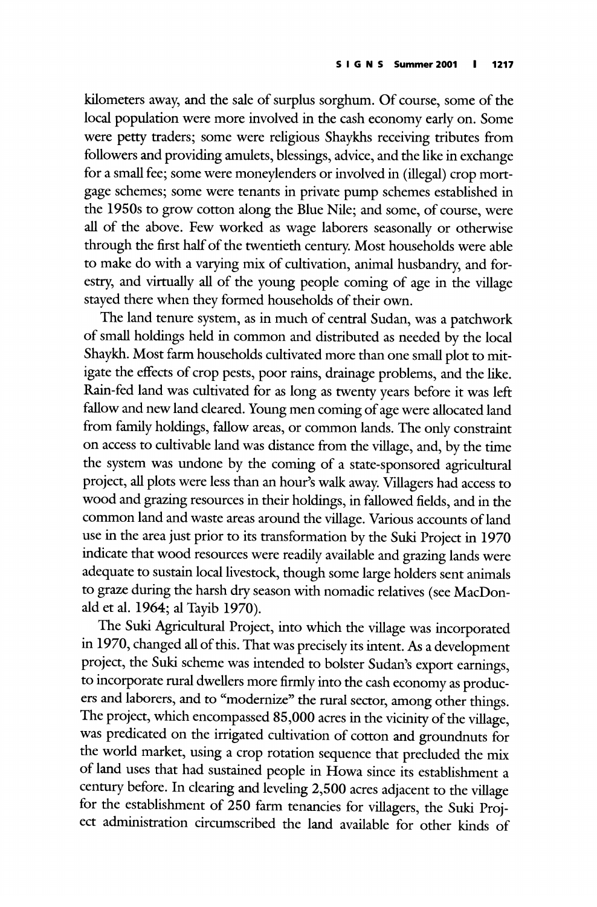kilometers away, and the sale of surplus sorghum. Of course, some of the local population were more involved in the cash economy early on. Some were petty traders; some were religious Shaykhs receiving tributes from followers and providing amulets, blessings, advice, and the like in exchange for a small fee; some were moneylenders or involved in (illegal) crop mortgage schemes; some were tenants in private pump schemes established in the 1950s to grow cotton along the Blue Nile; and some, of course, were all of the above. Few worked as wage laborers seasonally or otherwise through the first half of the twentieth century. Most households were able to make do with a varying mix of cultivation, animal husbandry, and forestry, and virtually all of the young people coming of age in the village stayed there when they formed households of their own.

The land tenure system, as in much of central Sudan, was a patchwork of small holdings held in common and distributed as needed by the local Shaykh. Most farm households cultivated more than one small plot to mitigate the effects of crop pests, poor rains, drainage problems, and the like. Rain-fed land was cultivated for as long as twenty years before it was left fallow and new land cleared. Young men coming of age were allocated land from family holdings, fallow areas, or common lands. The only constraint on access to cultivable land was distance from the village, and, by the time the system was undone by the coming of a state-sponsored agricultural project, all plots were less than an hour's walk away. Villagers had access to wood and grazing resources in their holdings, in fallowed fields, and in the common land and waste areas around the village. Various accounts of land use in the area just prior to its transformation by the Suki Project in 1970 indicate that wood resources were readily available and grazing lands were adequate to sustain local livestock, though some large holders sent animals to graze during the harsh dry season with nomadic relatives (see MacDonald et al. 1964; al Tayib 1970).

The Suki Agricultural Project, into which the village was incorporated in 1970, changed all of this. That was precisely its intent. As a development project, the Suki scheme was intended to bolster Sudan's export earnings, to incorporate rural dwellers more firmly into the cash economy as producers and laborers, and to "modernize" the rural sector, among other things. The project, which encompassed 85,000 acres in the vicinity of the village, was predicated on the irrigated cultivation of cotton and groundnuts for the world market, using a crop rotation sequence that precluded the mix of land uses that had sustained people in Howa since its establishment a century before. In clearing and leveling 2,500 acres adjacent to the village for the establishment of 250 farm tenancies for villagers, the Suki Project administration circumscribed the land available for other kinds of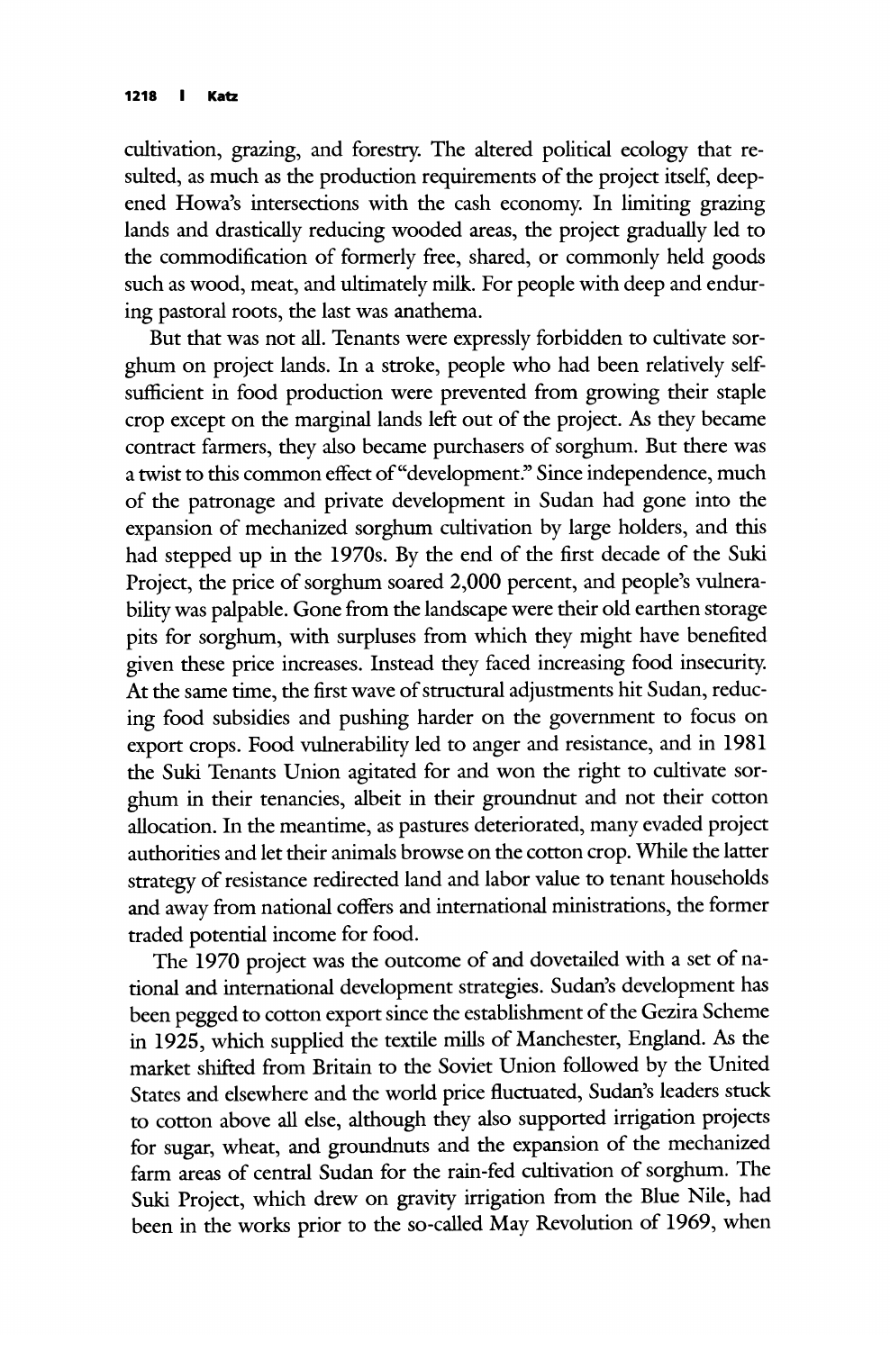cultivation, grazing, and forestry. The altered political ecology that resulted, as much as the production requirements of the project itself, deepened Howa's intersections with the cash economy. In limiting grazing lands and drastically reducing wooded areas, the project gradually led to the commodification of formerly free, shared, or commonly held goods such as wood, meat, and ultimately milk. For people with deep and enduring pastoral roots, the last was anathema.

But that was not all. Tenants were expressly forbidden to cultivate sorghum on project lands. In a stroke, people who had been relatively self-sufficient in food production were prevented from growing their staple crop except on the marginal lands left out of the project. As they became contract farmers, they also became purchasers of sorghum. But there was a twist to this common effect of "development." Since independence, much of the patronage and private development in Sudan had gone into the expansion of mechanized sorghum cultivation by large holders, and this had stepped up in the 1970s. By the end of the first decade of the Suki Project, the price of sorghum soared 2,000 percent, and people's vulnerability was palpable. Gone from the landscape were their old earthen storage pits for sorghum, with surpluses from which they might have benefited given these price increases. Instead they faced increasing food insecurity. At the same time, the first wave of structural adjustments hit Sudan, reducing food subsidies and pushing harder on the government to focus on export crops. Food vulnerability led to anger and resistance, and in 1981 the Suki Tenants Union agitated for and won the right to cultivate sorghum in their tenancies, albeit in their groundnut and not their cotton allocation. In the meantime, as pastures deteriorated, many evaded project authorities and let their animals browse on the cotton crop. While the latter strategy of resistance redirected land and labor value to tenant households and away from national coffers and international ministrations, the former traded potential income for food.

The 1970 project was the outcome of and dovetailed with a set of national and international development strategies. Sudan's development has been pegged to cotton export since the establishment of the Gezira Scheme in 1925, which supplied the textile mills of Manchester, England. As the market shifted from Britain to the Soviet Union followed by the United States and elsewhere and the world price fluctuated, Sudan's leaders stuck to cotton above all else, although they also supported irrigation projects for sugar, wheat, and groundnuts and the expansion of the mechanized farm areas of central Sudan for the rain-fed cultivation of sorghum. The Suki Project, which drew on gravity irrigation from the Blue Nile, had been in the works prior to the so-called May Revolution of 1969, when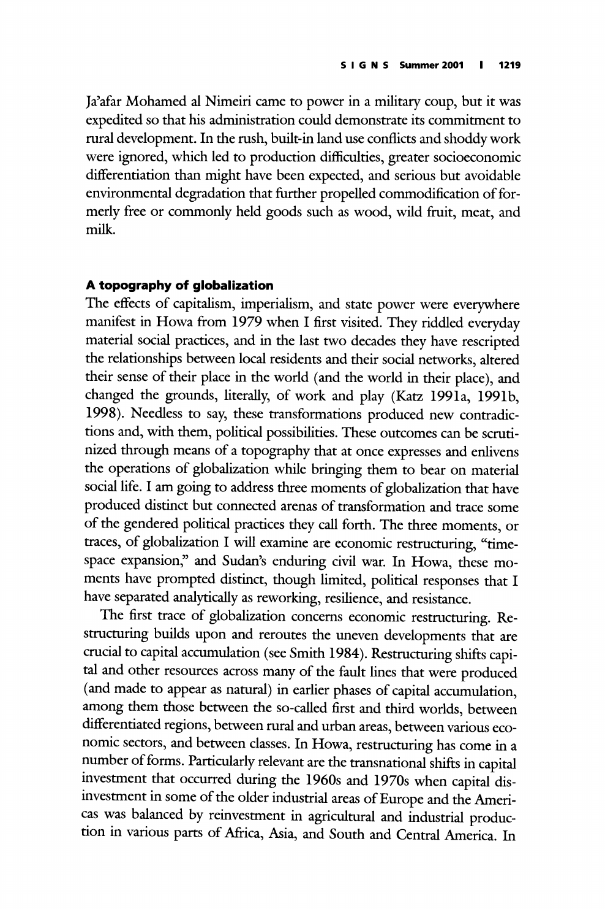Ja'afar Mohamed al Nimeiri came to power in a military coup, but it was expedited so that his administration could demonstrate its commitment to rural development. In the rush, built-in land use conflicts and shoddy work were ignored, which led to production difficulties, greater socioeconomic differentiation than might have been expected, and serious but avoidable environmental degradation that further propelled commodification of formerly free or commonly held goods such as wood, wild fruit, meat, and milk.

### A topography of globalization

The effects of capitalism, imperialism, and state power were everywhere manifest in Howa from 1979 when I first visited. They riddled everyday material social practices, and in the last two decades they have rescripted the relationships between local residents and their social networks, altered their sense of their place in the world (and the world in their place), and changed the grounds, literally, of work and play (Katz 1991a, 1991b, 1998). Needless to say, these transformations produced new contradictions and, with them, political possibilities. These outcomes can be scrutinized through means of a topography that at once expresses and enlivens the operations of globalization while bringing them to bear on material social life. I am going to address three moments of globalization that have produced distinct but connected arenas of transformation and trace some of the gendered political practices they call forth. The three moments, or traces, of globalization I will examine are economic restructuring, "time-space expansion," and Sudan's enduring civil war. In Howa, these moments have prompted distinct, though limited, political responses that I have separated analytically as reworking, resilience, and resistance.

The first trace of globalization concerns economic restructuring. Restructuring builds upon and reroutes the uneven developments that are crucial to capital accumulation (see Smith 1984). Restructuring shifts capital and other resources across many of the fault lines that were produced (and made to appear as natural) in earlier phases of capital accumulation, among them those between the so-called first and third worlds, between differentiated regions, between rural and urban areas, between various economic sectors, and between classes. In Howa, restructuring has come in a number of forms. Particularly relevant are the transnational shifts in capital investment that occurred during the 1960s and 1970s when capital disinvestment in some of the older industrial areas of Europe and the Americas was balanced by reinvestment in agricultural and industrial production in various parts of Africa, Asia, and South and Central America. In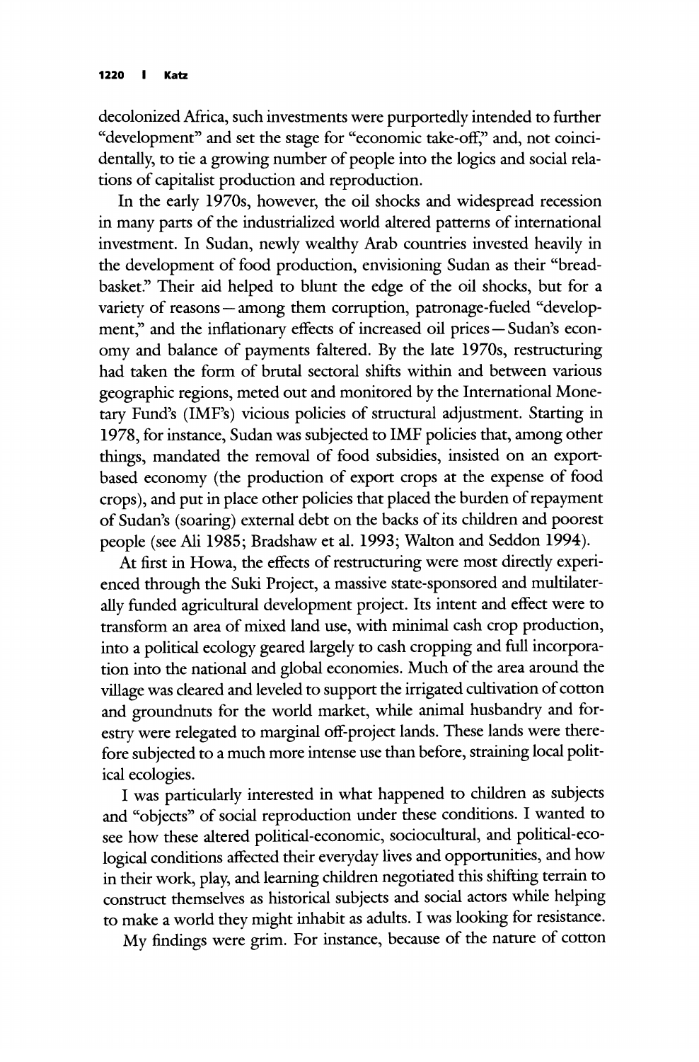decolonized Africa, such investments were purportedly intended to further "development" and set the stage for "economic take-off," and, not coincidentally, to tie a growing number of people into the logics and social relations of capitalist production and reproduction.

In the early 1970s, however, the oil shocks and widespread recession in many parts of the industrialized world altered patterns of international investment. In Sudan, newly wealthy Arab countries invested heavily in the development of food production, envisioning Sudan as their "breadbasket." Their aid helped to blunt the edge of the oil shocks, but for a variety of reasons—among them corruption, patronage-fueled "development," and the inflationary effects of increased oil prices—Sudan's economy and balance of payments faltered. By the late 1970s, restructuring had taken the form of brutal sectoral shifts within and between various geographic regions, meted out and monitored by the International Monetary Fund's (IMF's) vicious policies of structural adjustment. Starting in 1978, for instance, Sudan was subjected to IMF policies that, among other things, mandated the removal of food subsidies, insisted on an export-based economy (the production of export crops at the expense of food crops), and put in place other policies that placed the burden of repayment of Sudan's (soaring) external debt on the backs of its children and poorest people (see Ali 1985; Bradshaw et al. 1993; Walton and Seddon 1994).

At first in Howa, the effects of restructuring were most directly experienced through the Suki Project, a massive state-sponsored and multilaterally funded agricultural development project. Its intent and effect were to transform an area of mixed land use, with minimal cash crop production, into a political ecology geared largely to cash cropping and full incorporation into the national and global economies. Much of the area around the village was cleared and leveled to support the irrigated cultivation of cotton and groundnuts for the world market, while animal husbandry and forestry were relegated to marginal off-project lands. These lands were therefore subjected to a much more intense use than before, straining local political ecologies.

I was particularly interested in what happened to children as subjects and "objects" of social reproduction under these conditions. I wanted to see how these altered political-economic, sociocultural, and political-ecological conditions affected their everyday lives and opportunities, and how in their work, play, and learning children negotiated this shifting terrain to construct themselves as historical subjects and social actors while helping to make a world they might inhabit as adults. I was looking for resistance.

My findings were grim. For instance, because of the nature of cotton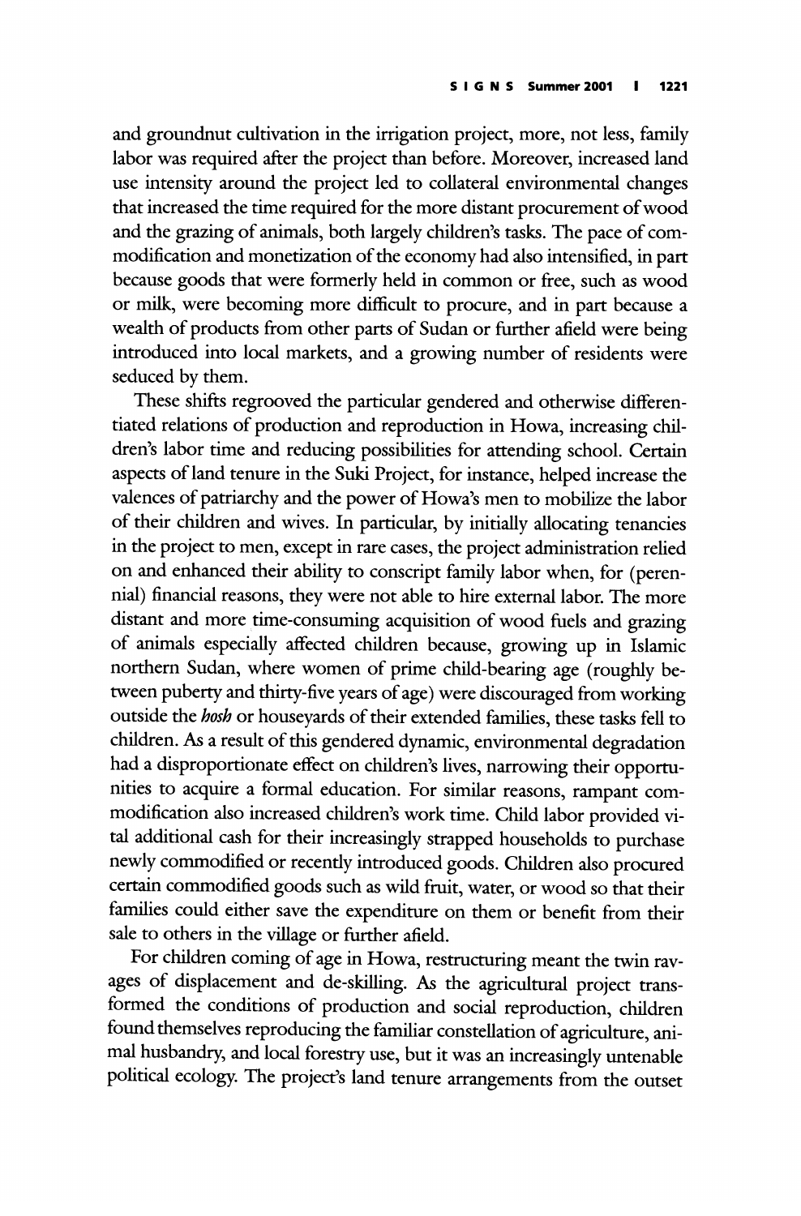and groundnut cultivation in the irrigation project, more, not less, family labor was required after the project than before. Moreover, increased land use intensity around the project led to collateral environmental changes that increased the time required for the more distant procurement of wood and the grazing of animals, both largely children's tasks. The pace of commodification and monetization of the economy had also intensified, in part because goods that were formerly held in common or free, such as wood or milk, were becoming more difficult to procure, and in part because a wealth of products from other parts of Sudan or further afield were being introduced into local markets, and a growing number of residents were seduced by them.

These shifts regrooved the particular gendered and otherwise differentiated relations of production and reproduction in Howa, increasing children's labor time and reducing possibilities for attending school. Certain aspects of land tenure in the Suki Project, for instance, helped increase the valences of patriarchy and the power of Howa's men to mobilize the labor of their children and wives. In particular, by initially allocating tenancies in the project to men, except in rare cases, the project administration relied on and enhanced their ability to conscript family labor when, for (perennial) financial reasons, they were not able to hire external labor. The more distant and more time-consuming acquisition of wood fuels and grazing of animals especially affected children because, growing up in Islamic northern Sudan, where women of prime child-bearing age (roughly between puberty and thirty-five years of age) were discouraged from working outside the ***hosh*** or houseyards of their extended families, these tasks fell to children. As a result of this gendered dynamic, environmental degradation had a disproportionate effect on children's lives, narrowing their opportunities to acquire a formal education. For similar reasons, rampant commodification also increased children's work time. Child labor provided vital additional cash for their increasingly strapped households to purchase newly commodified or recently introduced goods. Children also procured certain commodified goods such as wild fruit, water, or wood so that their families could either save the expenditure on them or benefit from their sale to others in the village or further afield.

For children coming of age in Howa, restructuring meant the twin ravages of displacement and de-skilling. As the agricultural project transformed the conditions of production and social reproduction, children found themselves reproducing the familiar constellation of agriculture, animal husbandry, and local forestry use, but it was an increasingly untenable political ecology. The project's land tenure arrangements from the outset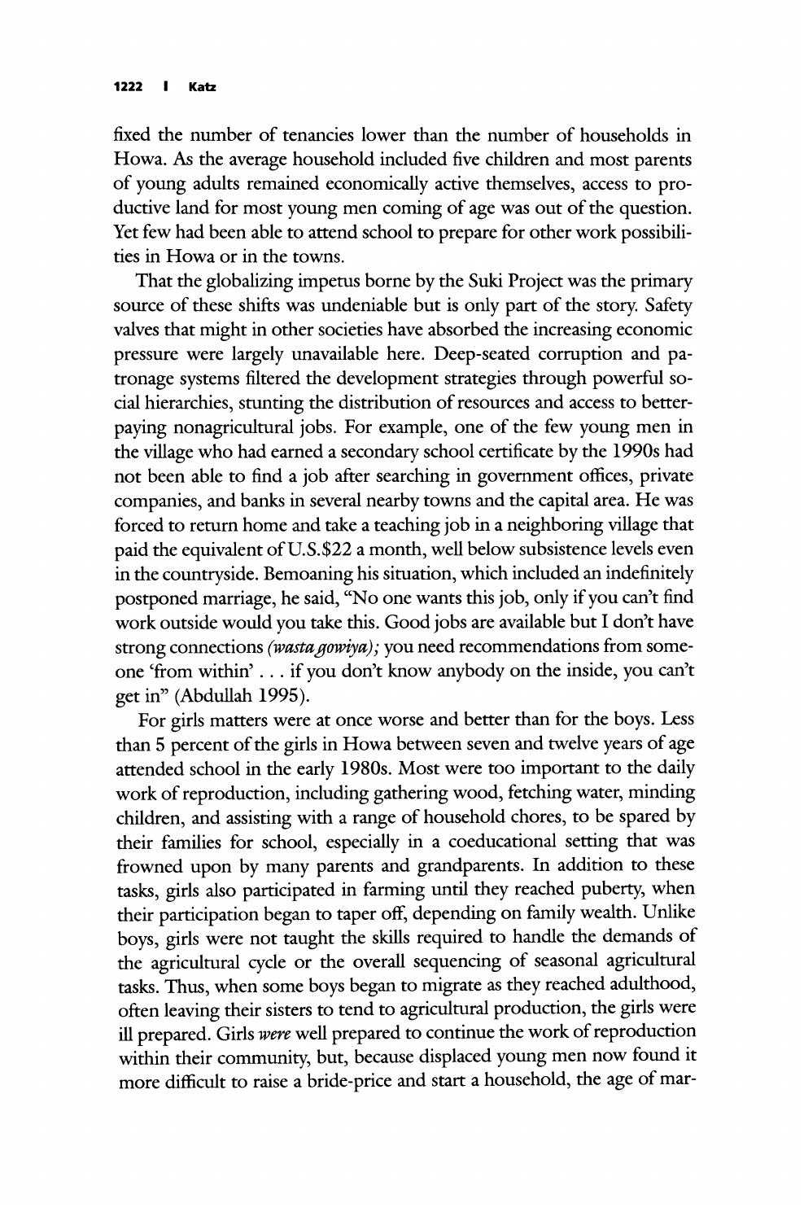fixed the number of tenancies lower than the number of households in Howa. As the average household included five children and most parents of young adults remained economically active themselves, access to productive land for most young men coming of age was out of the question. Yet few had been able to attend school to prepare for other work possibilities in Howa or in the towns.

That the globalizing impetus borne by the Suki Project was the primary source of these shifts was undeniable but is only part of the story. Safety valves that might in other societies have absorbed the increasing economic pressure were largely unavailable here. Deep-seated corruption and patronage systems filtered the development strategies through powerful social hierarchies, stunting the distribution of resources and access to better-paying nonagricultural jobs. For example, one of the few young men in the village who had earned a secondary school certificate by the 1990s had not been able to find a job after searching in government offices, private companies, and banks in several nearby towns and the capital area. He was forced to return home and take a teaching job in a neighboring village that paid the equivalent of U.S.$22 a month, well below subsistence levels even in the countryside. Bemoaning his situation, which included an indefinitely postponed marriage, he said, "No one wants this job, only if you can't find work outside would you take this. Good jobs are available but I don't have strong connections *(wasta gowiya)*; you need recommendations from someone 'from within' . . . if you don't know anybody on the inside, you can't get in" (Abdullah 1995).

For girls matters were at once worse and better than for the boys. Less than 5 percent of the girls in Howa between seven and twelve years of age attended school in the early 1980s. Most were too important to the daily work of reproduction, including gathering wood, fetching water, minding children, and assisting with a range of household chores, to be spared by their families for school, especially in a coeducational setting that was frowned upon by many parents and grandparents. In addition to these tasks, girls also participated in farming until they reached puberty, when their participation began to taper off, depending on family wealth. Unlike boys, girls were not taught the skills required to handle the demands of the agricultural cycle or the overall sequencing of seasonal agricultural tasks. Thus, when some boys began to migrate as they reached adulthood, often leaving their sisters to tend to agricultural production, the girls were ill prepared. Girls *were* well prepared to continue the work of reproduction within their community, but, because displaced young men now found it more difficult to raise a bride-price and start a household, the age of mar-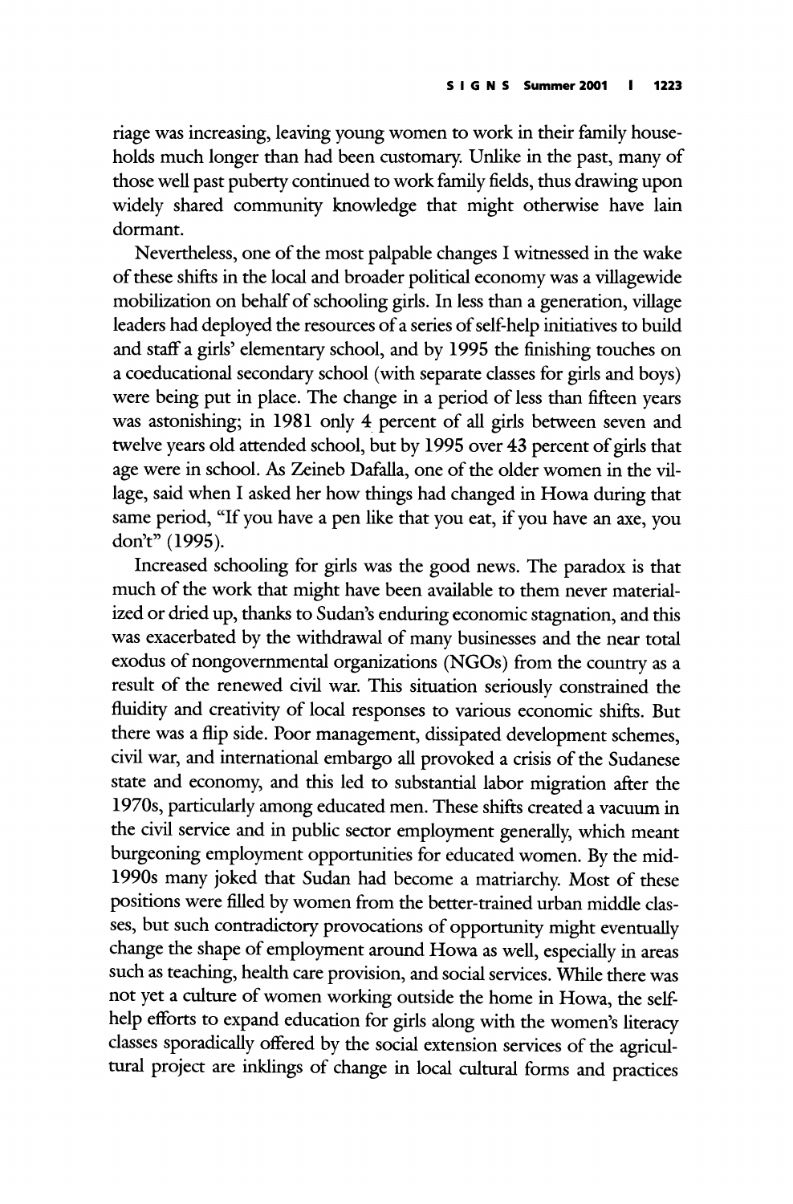riage was increasing, leaving young women to work in their family households much longer than had been customary. Unlike in the past, many of those well past puberty continued to work family fields, thus drawing upon widely shared community knowledge that might otherwise have lain dormant.

Nevertheless, one of the most palpable changes I witnessed in the wake of these shifts in the local and broader political economy was a villagewide mobilization on behalf of schooling girls. In less than a generation, village leaders had deployed the resources of a series of self-help initiatives to build and staff a girls' elementary school, and by 1995 the finishing touches on a coeducational secondary school (with separate classes for girls and boys) were being put in place. The change in a period of less than fifteen years was astonishing; in 1981 only 4 percent of all girls between seven and twelve years old attended school, but by 1995 over 43 percent of girls that age were in school. As Zeineb Dafalla, one of the older women in the village, said when I asked her how things had changed in Howa during that same period, "If you have a pen like that you eat, if you have an axe, you don't" (1995).

Increased schooling for girls was the good news. The paradox is that much of the work that might have been available to them never materialized or dried up, thanks to Sudan's enduring economic stagnation, and this was exacerbated by the withdrawal of many businesses and the near total exodus of nongovernmental organizations (NGOs) from the country as a result of the renewed civil war. This situation seriously constrained the fluidity and creativity of local responses to various economic shifts. But there was a flip side. Poor management, dissipated development schemes, civil war, and international embargo all provoked a crisis of the Sudanese state and economy, and this led to substantial labor migration after the 1970s, particularly among educated men. These shifts created a vacuum in the civil service and in public sector employment generally, which meant burgeoning employment opportunities for educated women. By the mid-1990s many joked that Sudan had become a matriarchy. Most of these positions were filled by women from the better-trained urban middle classes, but such contradictory provocations of opportunity might eventually change the shape of employment around Howa as well, especially in areas such as teaching, health care provision, and social services. While there was not yet a culture of women working outside the home in Howa, the self-help efforts to expand education for girls along with the women's literacy classes sporadically offered by the social extension services of the agricultural project are inklings of change in local cultural forms and practices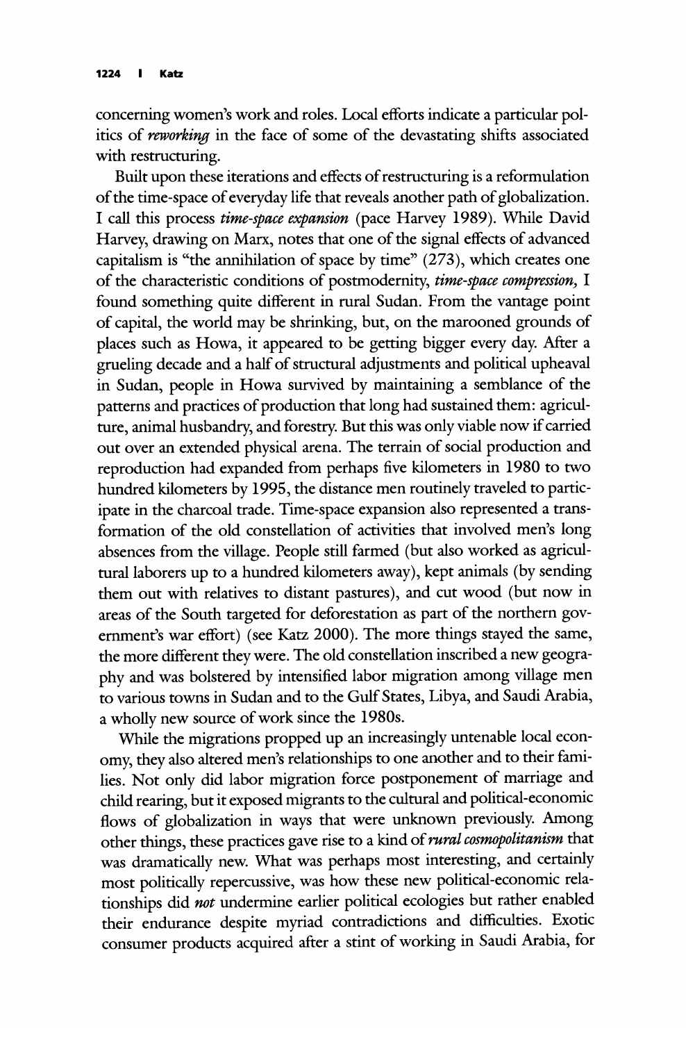concerning women's work and roles. Local efforts indicate a particular politics of *reworking* in the face of some of the devastating shifts associated with restructuring.

Built upon these iterations and effects of restructuring is a reformulation of the time-space of everyday life that reveals another path of globalization. I call this process *time-space expansion* (pace Harvey 1989). While David Harvey, drawing on Marx, notes that one of the signal effects of advanced capitalism is "the annihilation of space by time" (273), which creates one of the characteristic conditions of postmodernity, *time-space compression,* I found something quite different in rural Sudan. From the vantage point of capital, the world may be shrinking, but, on the marooned grounds of places such as Howa, it appeared to be getting bigger every day. After a grueling decade and a half of structural adjustments and political upheaval in Sudan, people in Howa survived by maintaining a semblance of the patterns and practices of production that long had sustained them: agriculture, animal husbandry, and forestry. But this was only viable now if carried out over an extended physical arena. The terrain of social production and reproduction had expanded from perhaps five kilometers in 1980 to two hundred kilometers by 1995, the distance men routinely traveled to participate in the charcoal trade. Time-space expansion also represented a transformation of the old constellation of activities that involved men's long absences from the village. People still farmed (but also worked as agricultural laborers up to a hundred kilometers away), kept animals (by sending them out with relatives to distant pastures), and cut wood (but now in areas of the South targeted for deforestation as part of the northern government's war effort) (see Katz 2000). The more things stayed the same, the more different they were. The old constellation inscribed a new geography and was bolstered by intensified labor migration among village men to various towns in Sudan and to the Gulf States, Libya, and Saudi Arabia, a wholly new source of work since the 1980s.

While the migrations propped up an increasingly untenable local economy, they also altered men's relationships to one another and to their families. Not only did labor migration force postponement of marriage and child rearing, but it exposed migrants to the cultural and political-economic flows of globalization in ways that were unknown previously. Among other things, these practices gave rise to a kind of *rural cosmopolitanism* that was dramatically new. What was perhaps most interesting, and certainly most politically repercussive, was how these new political-economic relationships did *not* undermine earlier political ecologies but rather enabled their endurance despite myriad contradictions and difficulties. Exotic consumer products acquired after a stint of working in Saudi Arabia, for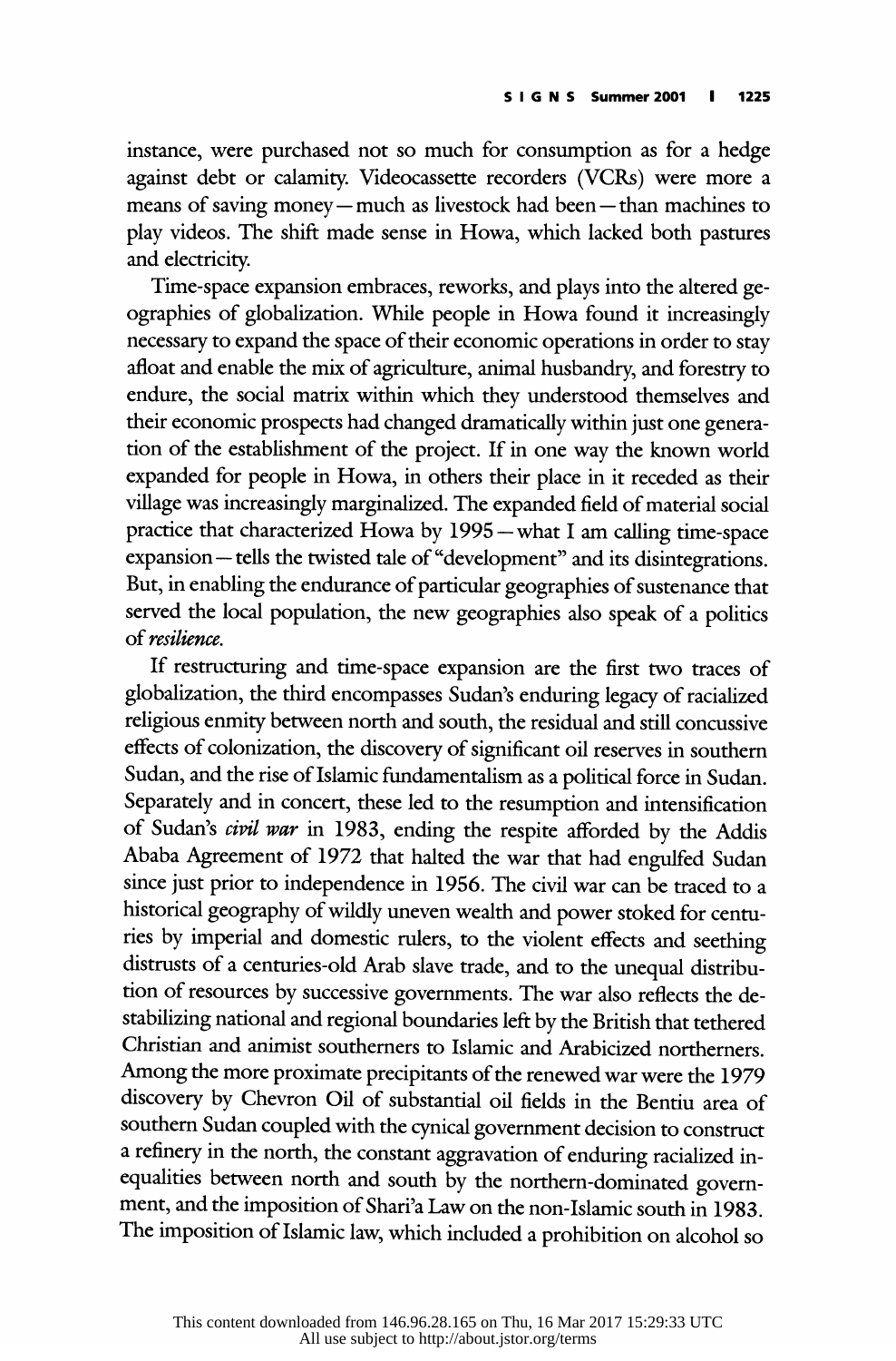instance, were purchased not so much for consumption as for a hedge against debt or calamity. Videocassette recorders (VCRs) were more a means of saving money—much as livestock had been—than machines to play videos. The shift made sense in Howa, which lacked both pastures and electricity.

Time-space expansion embraces, reworks, and plays into the altered geographies of globalization. While people in Howa found it increasingly necessary to expand the space of their economic operations in order to stay afloat and enable the mix of agriculture, animal husbandry, and forestry to endure, the social matrix within which they understood themselves and their economic prospects had changed dramatically within just one generation of the establishment of the project. If in one way the known world expanded for people in Howa, in others their place in it receded as their village was increasingly marginalized. The expanded field of material social practice that characterized Howa by 1995—what I am calling time-space expansion—tells the twisted tale of "development" and its disintegrations. But, in enabling the endurance of particular geographies of sustenance that served the local population, the new geographies also speak of a politics of *resilience*.

If restructuring and time-space expansion are the first two traces of globalization, the third encompasses Sudan's enduring legacy of racialized religious enmity between north and south, the residual and still concussive effects of colonization, the discovery of significant oil reserves in southern Sudan, and the rise of Islamic fundamentalism as a political force in Sudan. Separately and in concert, these led to the resumption and intensification of Sudan's *civil war* in 1983, ending the respite afforded by the Addis Ababa Agreement of 1972 that halted the war that had engulfed Sudan since just prior to independence in 1956. The civil war can be traced to a historical geography of wildly uneven wealth and power stoked for centuries by imperial and domestic rulers, to the violent effects and seething distrusts of a centuries-old Arab slave trade, and to the unequal distribution of resources by successive governments. The war also reflects the destabilizing national and regional boundaries left by the British that tethered Christian and animist southerners to Islamic and Arabicized northerners. Among the more proximate precipitants of the renewed war were the 1979 discovery by Chevron Oil of substantial oil fields in the Bentiu area of southern Sudan coupled with the cynical government decision to construct a refinery in the north, the constant aggravation of enduring racialized inequalities between north and south by the northern-dominated government, and the imposition of Shari'a Law on the non-Islamic south in 1983. The imposition of Islamic law, which included a prohibition on alcohol so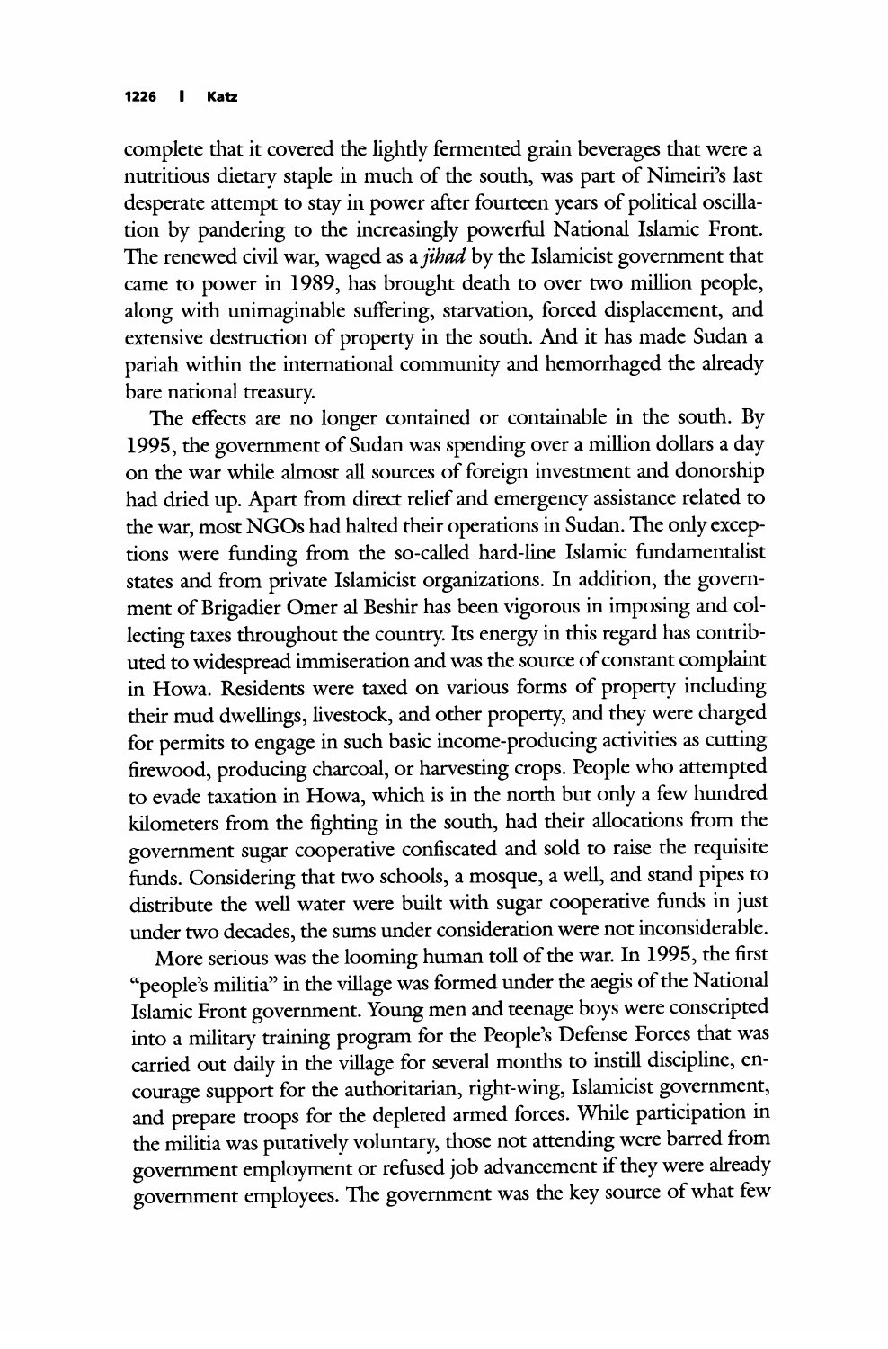complete that it covered the lightly fermented grain beverages that were a nutritious dietary staple in much of the south, was part of Nimeiri's last desperate attempt to stay in power after fourteen years of political oscillation by pandering to the increasingly powerful National Islamic Front. The renewed civil war, waged as a *jihad* by the Islamicist government that came to power in 1989, has brought death to over two million people, along with unimaginable suffering, starvation, forced displacement, and extensive destruction of property in the south. And it has made Sudan a pariah within the international community and hemorrhaged the already bare national treasury.

The effects are no longer contained or containable in the south. By 1995, the government of Sudan was spending over a million dollars a day on the war while almost all sources of foreign investment and donorship had dried up. Apart from direct relief and emergency assistance related to the war, most NGOs had halted their operations in Sudan. The only exceptions were funding from the so-called hard-line Islamic fundamentalist states and from private Islamicist organizations. In addition, the government of Brigadier Omer al Beshir has been vigorous in imposing and collecting taxes throughout the country. Its energy in this regard has contributed to widespread immiseration and was the source of constant complaint in Howa. Residents were taxed on various forms of property including their mud dwellings, livestock, and other property, and they were charged for permits to engage in such basic income-producing activities as cutting firewood, producing charcoal, or harvesting crops. People who attempted to evade taxation in Howa, which is in the north but only a few hundred kilometers from the fighting in the south, had their allocations from the government sugar cooperative confiscated and sold to raise the requisite funds. Considering that two schools, a mosque, a well, and stand pipes to distribute the well water were built with sugar cooperative funds in just under two decades, the sums under consideration were not inconsiderable.

More serious was the looming human toll of the war. In 1995, the first "people's militia" in the village was formed under the aegis of the National Islamic Front government. Young men and teenage boys were conscripted into a military training program for the People's Defense Forces that was carried out daily in the village for several months to instill discipline, encourage support for the authoritarian, right-wing, Islamicist government, and prepare troops for the depleted armed forces. While participation in the militia was putatively voluntary, those not attending were barred from government employment or refused job advancement if they were already government employees. The government was the key source of what few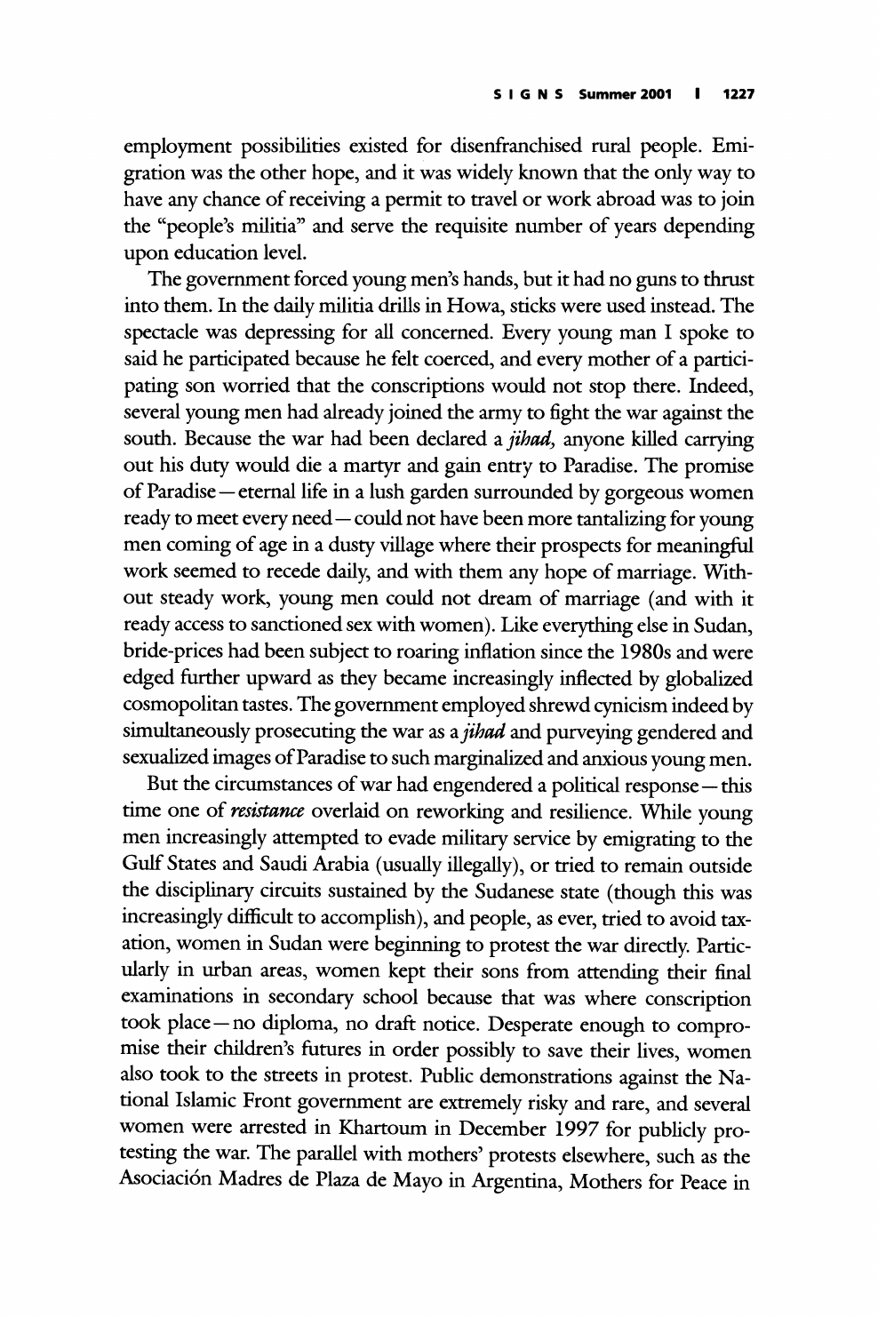employment possibilities existed for disenfranchised rural people. Emigration was the other hope, and it was widely known that the only way to have any chance of receiving a permit to travel or work abroad was to join the "people's militia" and serve the requisite number of years depending upon education level.

The government forced young men's hands, but it had no guns to thrust into them. In the daily militia drills in Howa, sticks were used instead. The spectacle was depressing for all concerned. Every young man I spoke to said he participated because he felt coerced, and every mother of a participating son worried that the conscriptions would not stop there. Indeed, several young men had already joined the army to fight the war against the south. Because the war had been declared a *jihad,* anyone killed carrying out his duty would die a martyr and gain entry to Paradise. The promise of Paradise—eternal life in a lush garden surrounded by gorgeous women ready to meet every need—could not have been more tantalizing for young men coming of age in a dusty village where their prospects for meaningful work seemed to recede daily, and with them any hope of marriage. Without steady work, young men could not dream of marriage (and with it ready access to sanctioned sex with women). Like everything else in Sudan, bride-prices had been subject to roaring inflation since the 1980s and were edged further upward as they became increasingly inflected by globalized cosmopolitan tastes. The government employed shrewd cynicism indeed by simultaneously prosecuting the war as a *jihad* and purveying gendered and sexualized images of Paradise to such marginalized and anxious young men.

But the circumstances of war had engendered a political response—this time one of *resistance* overlaid on reworking and resilience. While young men increasingly attempted to evade military service by emigrating to the Gulf States and Saudi Arabia (usually illegally), or tried to remain outside the disciplinary circuits sustained by the Sudanese state (though this was increasingly difficult to accomplish), and people, as ever, tried to avoid taxation, women in Sudan were beginning to protest the war directly. Particularly in urban areas, women kept their sons from attending their final examinations in secondary school because that was where conscription took place—no diploma, no draft notice. Desperate enough to compromise their children's futures in order possibly to save their lives, women also took to the streets in protest. Public demonstrations against the National Islamic Front government are extremely risky and rare, and several women were arrested in Khartoum in December 1997 for publicly protesting the war. The parallel with mothers' protests elsewhere, such as the Asociación Madres de Plaza de Mayo in Argentina, Mothers for Peace in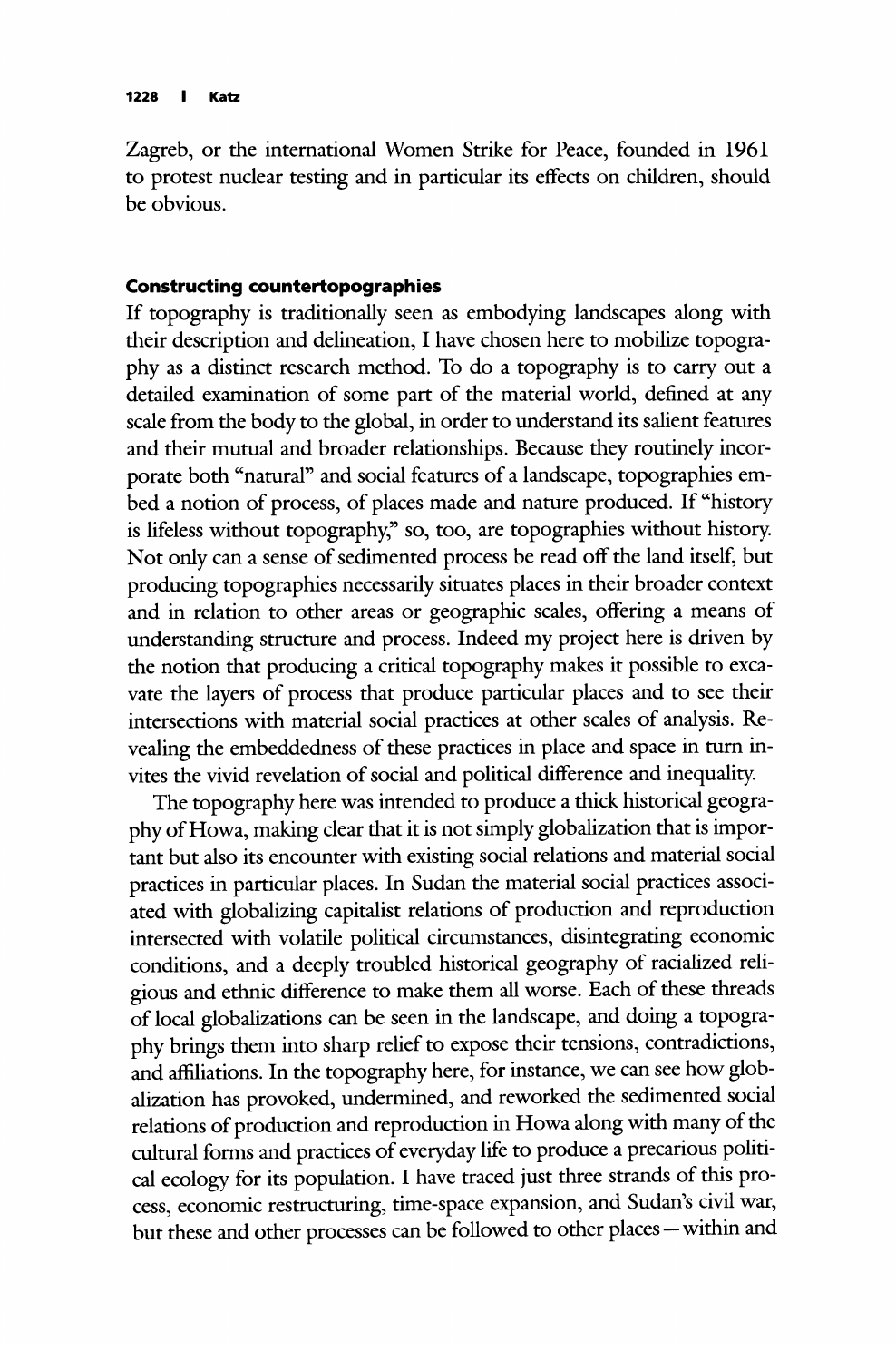Zagreb, or the international Women Strike for Peace, founded in 1961 to protest nuclear testing and in particular its effects on children, should be obvious.

### Constructing countertopographies

If topography is traditionally seen as embodying landscapes along with their description and delineation, I have chosen here to mobilize topography as a distinct research method. To do a topography is to carry out a detailed examination of some part of the material world, defined at any scale from the body to the global, in order to understand its salient features and their mutual and broader relationships. Because they routinely incorporate both "natural" and social features of a landscape, topographies embed a notion of process, of places made and nature produced. If "history is lifeless without topography," so, too, are topographies without history. Not only can a sense of sedimented process be read off the land itself, but producing topographies necessarily situates places in their broader context and in relation to other areas or geographic scales, offering a means of understanding structure and process. Indeed my project here is driven by the notion that producing a critical topography makes it possible to excavate the layers of process that produce particular places and to see their intersections with material social practices at other scales of analysis. Revealing the embeddedness of these practices in place and space in turn invites the vivid revelation of social and political difference and inequality.

The topography here was intended to produce a thick historical geography of Howa, making clear that it is not simply globalization that is important but also its encounter with existing social relations and material social practices in particular places. In Sudan the material social practices associated with globalizing capitalist relations of production and reproduction intersected with volatile political circumstances, disintegrating economic conditions, and a deeply troubled historical geography of racialized religious and ethnic difference to make them all worse. Each of these threads of local globalizations can be seen in the landscape, and doing a topography brings them into sharp relief to expose their tensions, contradictions, and affiliations. In the topography here, for instance, we can see how globalization has provoked, undermined, and reworked the sedimented social relations of production and reproduction in Howa along with many of the cultural forms and practices of everyday life to produce a precarious political ecology for its population. I have traced just three strands of this process, economic restructuring, time-space expansion, and Sudan's civil war, but these and other processes can be followed to other places—within and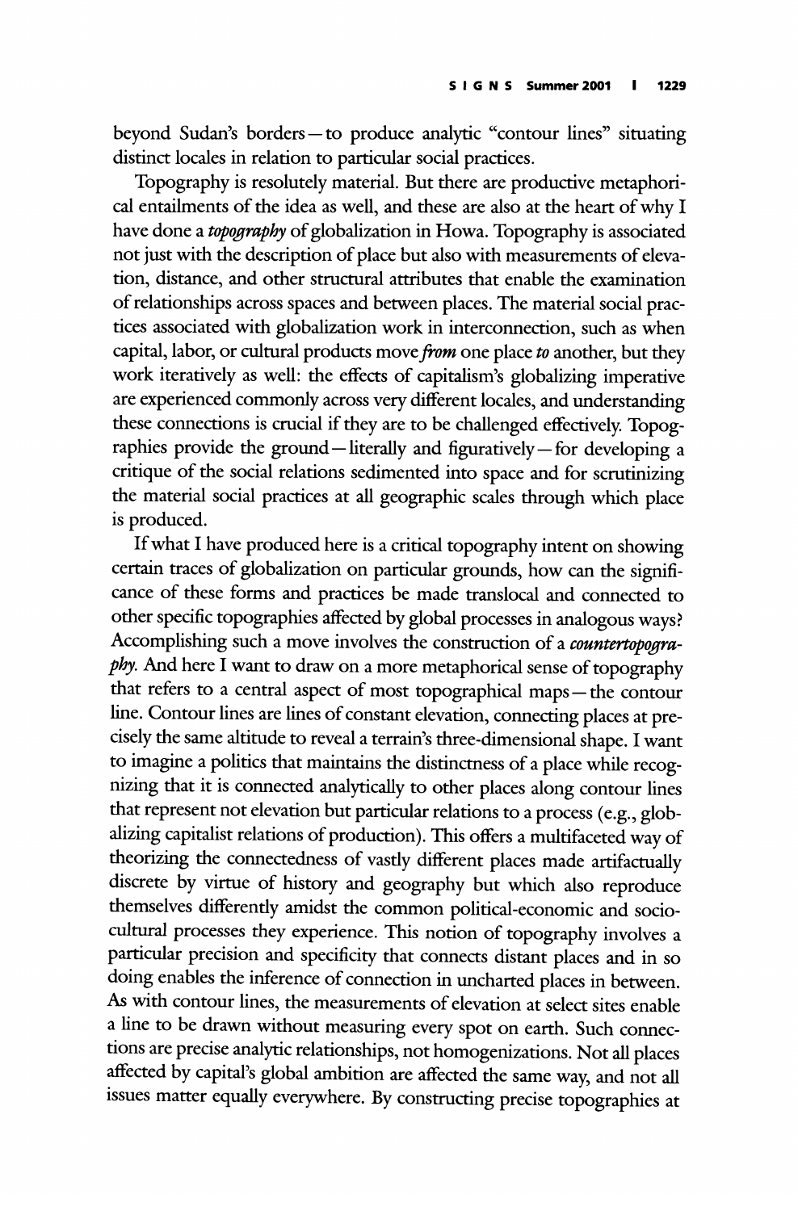beyond Sudan's borders—to produce analytic "contour lines" situating distinct locales in relation to particular social practices.

Topography is resolutely material. But there are productive metaphorical entailments of the idea as well, and these are also at the heart of why I have done a *topography* of globalization in Howa. Topography is associated not just with the description of place but also with measurements of elevation, distance, and other structural attributes that enable the examination of relationships across spaces and between places. The material social practices associated with globalization work in interconnection, such as when capital, labor, or cultural products move *from* one place *to* another, but they work iteratively as well: the effects of capitalism's globalizing imperative are experienced commonly across very different locales, and understanding these connections is crucial if they are to be challenged effectively. Topographies provide the ground—literally and figuratively—for developing a critique of the social relations sedimented into space and for scrutinizing the material social practices at all geographic scales through which place is produced.

If what I have produced here is a critical topography intent on showing certain traces of globalization on particular grounds, how can the significance of these forms and practices be made translocal and connected to other specific topographies affected by global processes in analogous ways? Accomplishing such a move involves the construction of a *countertopography*. And here I want to draw on a more metaphorical sense of topography that refers to a central aspect of most topographical maps—the contour line. Contour lines are lines of constant elevation, connecting places at precisely the same altitude to reveal a terrain's three-dimensional shape. I want to imagine a politics that maintains the distinctness of a place while recognizing that it is connected analytically to other places along contour lines that represent not elevation but particular relations to a process (e.g., globalizing capitalist relations of production). This offers a multifaceted way of theorizing the connectedness of vastly different places made artifactually discrete by virtue of history and geography but which also reproduce themselves differently amidst the common political-economic and sociocultural processes they experience. This notion of topography involves a particular precision and specificity that connects distant places and in so doing enables the inference of connection in uncharted places in between. As with contour lines, the measurements of elevation at select sites enable a line to be drawn without measuring every spot on earth. Such connections are precise analytic relationships, not homogenizations. Not all places affected by capital's global ambition are affected the same way, and not all issues matter equally everywhere. By constructing precise topographies at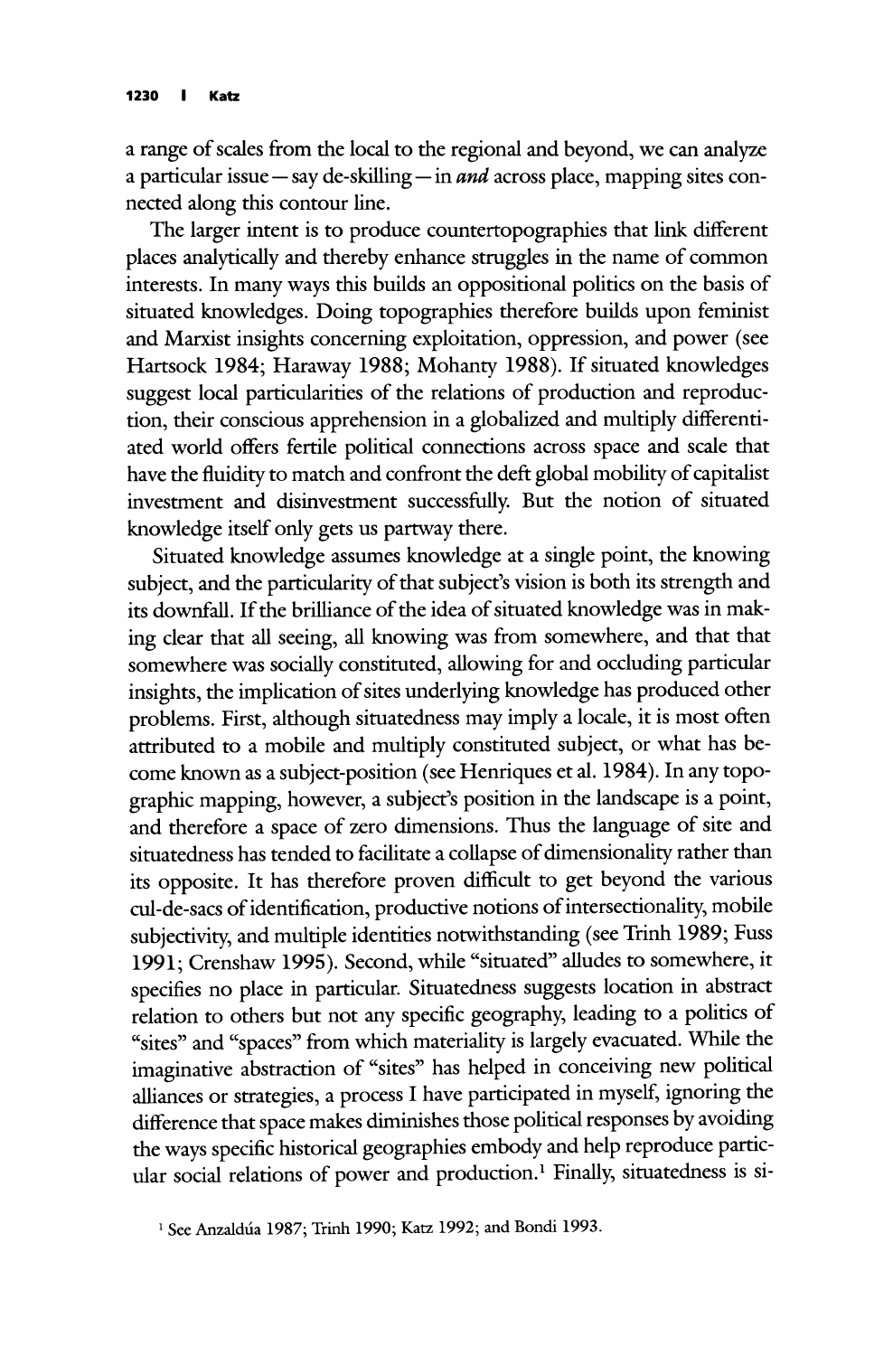a range of scales from the local to the regional and beyond, we can analyze a particular issue — say de-skilling — in *and* across place, mapping sites connected along this contour line.

The larger intent is to produce countertopographies that link different places analytically and thereby enhance struggles in the name of common interests. In many ways this builds an oppositional politics on the basis of situated knowledges. Doing topographies therefore builds upon feminist and Marxist insights concerning exploitation, oppression, and power (see Hartsock 1984; Haraway 1988; Mohanty 1988). If situated knowledges suggest local particularities of the relations of production and reproduction, their conscious apprehension in a globalized and multiply differentiated world offers fertile political connections across space and scale that have the fluidity to match and confront the deft global mobility of capitalist investment and disinvestment successfully. But the notion of situated knowledge itself only gets us partway there.

Situated knowledge assumes knowledge at a single point, the knowing subject, and the particularity of that subject's vision is both its strength and its downfall. If the brilliance of the idea of situated knowledge was in making clear that all seeing, all knowing was from somewhere, and that that somewhere was socially constituted, allowing for and occluding particular insights, the implication of sites underlying knowledge has produced other problems. First, although situatedness may imply a locale, it is most often attributed to a mobile and multiply constituted subject, or what has become known as a subject-position (see Henriques et al. 1984). In any topographic mapping, however, a subject's position in the landscape is a point, and therefore a space of zero dimensions. Thus the language of site and situatedness has tended to facilitate a collapse of dimensionality rather than its opposite. It has therefore proven difficult to get beyond the various cul-de-sacs of identification, productive notions of intersectionality, mobile subjectivity, and multiple identities notwithstanding (see Trinh 1989; Fuss 1991; Crenshaw 1995). Second, while "situated" alludes to somewhere, it specifies no place in particular. Situatedness suggests location in abstract relation to others but not any specific geography, leading to a politics of "sites" and "spaces" from which materiality is largely evacuated. While the imaginative abstraction of "sites" has helped in conceiving new political alliances or strategies, a process I have participated in myself, ignoring the difference that space makes diminishes those political responses by avoiding the ways specific historical geographies embody and help reproduce particular social relations of power and production.[1] Finally, situatedness is si-

[1] See Anzaldúa 1987; Trinh 1990; Katz 1992; and Bondi 1993.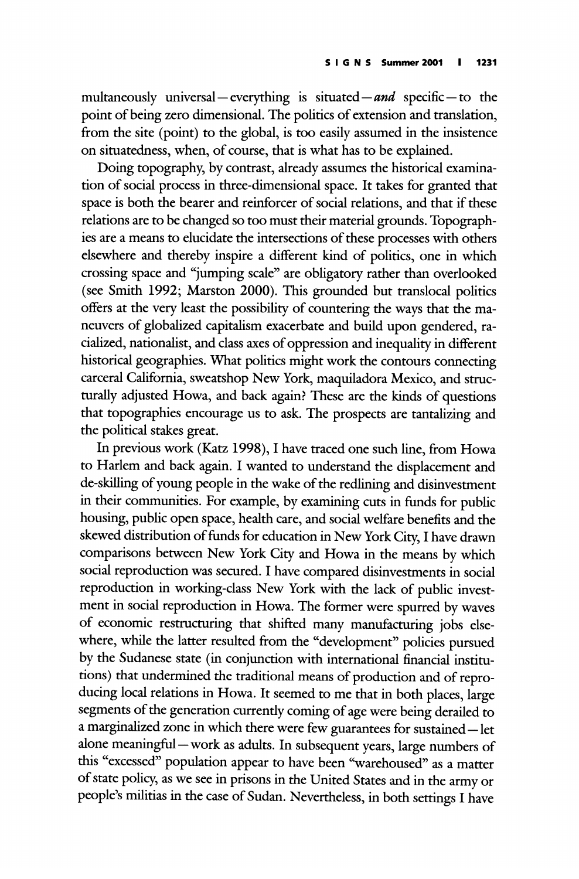multaneously universal—everything is situated—*and* specific—to the point of being zero dimensional. The politics of extension and translation, from the site (point) to the global, is too easily assumed in the insistence on situatedness, when, of course, that is what has to be explained.

Doing topography, by contrast, already assumes the historical examination of social process in three-dimensional space. It takes for granted that space is both the bearer and reinforcer of social relations, and that if these relations are to be changed so too must their material grounds. Topographies are a means to elucidate the intersections of these processes with others elsewhere and thereby inspire a different kind of politics, one in which crossing space and "jumping scale" are obligatory rather than overlooked (see Smith 1992; Marston 2000). This grounded but translocal politics offers at the very least the possibility of countering the ways that the maneuvers of globalized capitalism exacerbate and build upon gendered, racialized, nationalist, and class axes of oppression and inequality in different historical geographies. What politics might work the contours connecting carceral California, sweatshop New York, maquiladora Mexico, and structurally adjusted Howa, and back again? These are the kinds of questions that topographies encourage us to ask. The prospects are tantalizing and the political stakes great.

In previous work (Katz 1998), I have traced one such line, from Howa to Harlem and back again. I wanted to understand the displacement and de-skilling of young people in the wake of the redlining and disinvestment in their communities. For example, by examining cuts in funds for public housing, public open space, health care, and social welfare benefits and the skewed distribution of funds for education in New York City, I have drawn comparisons between New York City and Howa in the means by which social reproduction was secured. I have compared disinvestments in social reproduction in working-class New York with the lack of public investment in social reproduction in Howa. The former were spurred by waves of economic restructuring that shifted many manufacturing jobs elsewhere, while the latter resulted from the "development" policies pursued by the Sudanese state (in conjunction with international financial institutions) that undermined the traditional means of production and of reproducing local relations in Howa. It seemed to me that in both places, large segments of the generation currently coming of age were being derailed to a marginalized zone in which there were few guarantees for sustained—let alone meaningful—work as adults. In subsequent years, large numbers of this "excessed" population appear to have been "warehoused" as a matter of state policy, as we see in prisons in the United States and in the army or people's militias in the case of Sudan. Nevertheless, in both settings I have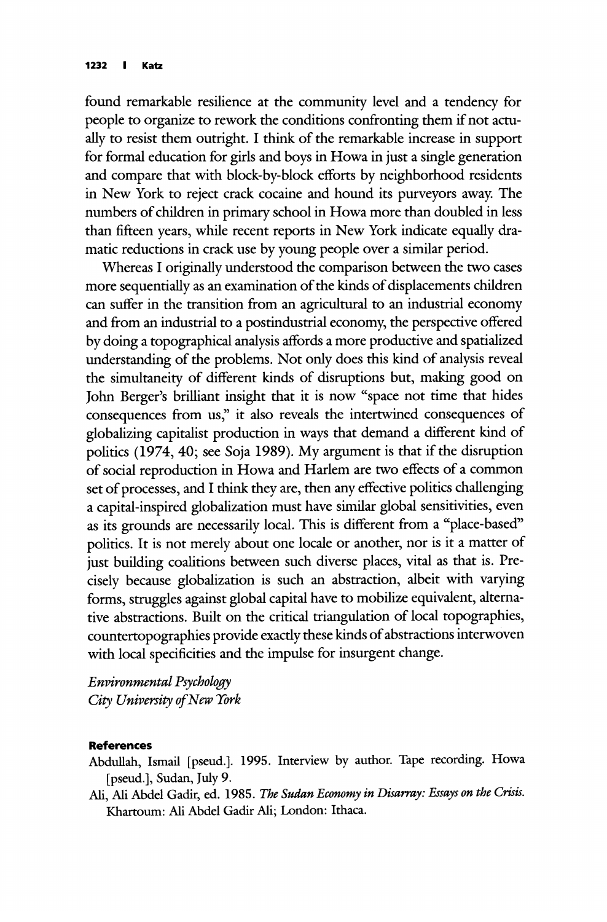found remarkable resilience at the community level and a tendency for people to organize to rework the conditions confronting them if not actually to resist them outright. I think of the remarkable increase in support for formal education for girls and boys in Howa in just a single generation and compare that with block-by-block efforts by neighborhood residents in New York to reject crack cocaine and hound its purveyors away. The numbers of children in primary school in Howa more than doubled in less than fifteen years, while recent reports in New York indicate equally dramatic reductions in crack use by young people over a similar period.

Whereas I originally understood the comparison between the two cases more sequentially as an examination of the kinds of displacements children can suffer in the transition from an agricultural to an industrial economy and from an industrial to a postindustrial economy, the perspective offered by doing a topographical analysis affords a more productive and spatialized understanding of the problems. Not only does this kind of analysis reveal the simultaneity of different kinds of disruptions but, making good on John Berger's brilliant insight that it is now "space not time that hides consequences from us," it also reveals the intertwined consequences of globalizing capitalist production in ways that demand a different kind of politics (1974, 40; see Soja 1989). My argument is that if the disruption of social reproduction in Howa and Harlem are two effects of a common set of processes, and I think they are, then any effective politics challenging a capital-inspired globalization must have similar global sensitivities, even as its grounds are necessarily local. This is different from a "place-based" politics. It is not merely about one locale or another, nor is it a matter of just building coalitions between such diverse places, vital as that is. Precisely because globalization is such an abstraction, albeit with varying forms, struggles against global capital have to mobilize equivalent, alternative abstractions. Built on the critical triangulation of local topographies, countertopographies provide exactly these kinds of abstractions interwoven with local specificities and the impulse for insurgent change.

*Environmental Psychology*
*City University of New York*

## References

Abdullah, Ismail [pseud.]. 1995. Interview by author. Tape recording. Howa [pseud.], Sudan, July 9.

Ali, Ali Abdel Gadir, ed. 1985. *The Sudan Economy in Disarray: Essays on the Crisis.* Khartoum: Ali Abdel Gadir Ali; London: Ithaca.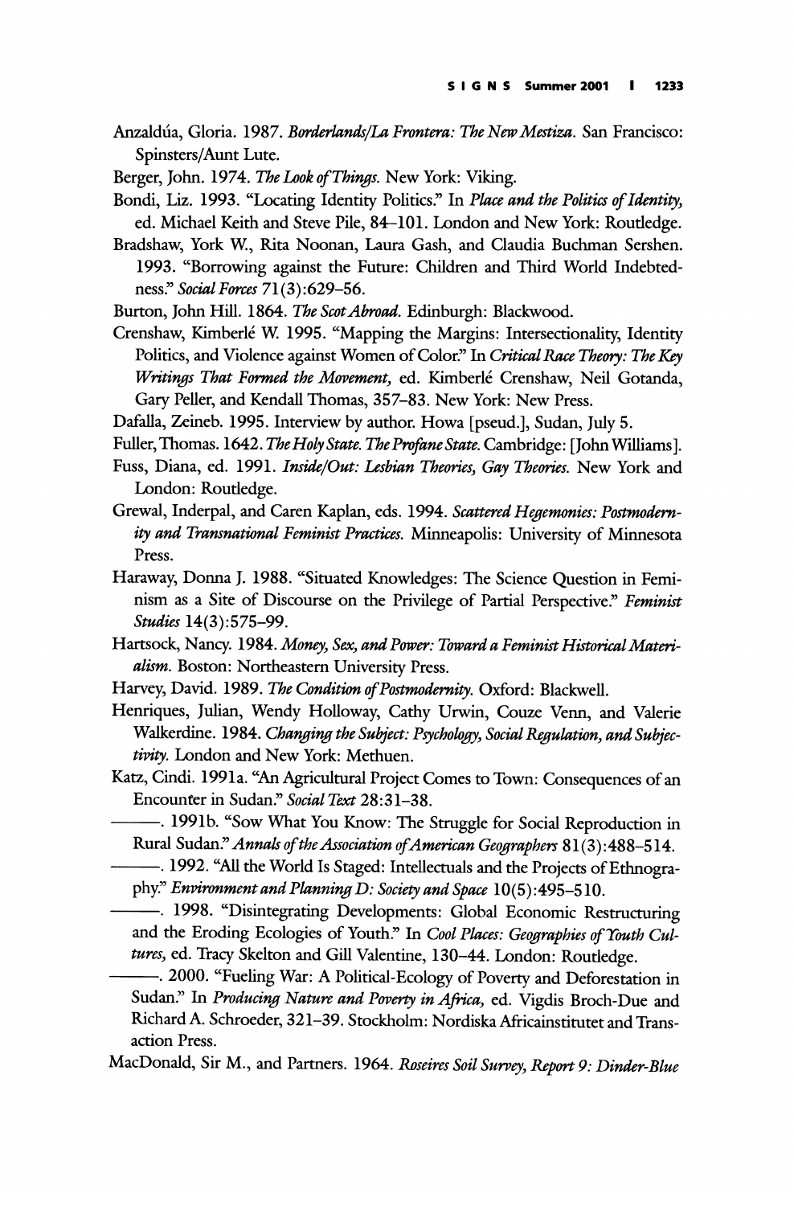Anzaldúa, Gloria. 1987. *Borderlands/La Frontera: The New Mestiza*. San Francisco: Spinsters/Aunt Lute.

Berger, John. 1974. *The Look of Things*. New York: Viking.

Bondi, Liz. 1993. "Locating Identity Politics." In *Place and the Politics of Identity*, ed. Michael Keith and Steve Pile, 84–101. London and New York: Routledge.

Bradshaw, York W., Rita Noonan, Laura Gash, and Claudia Buchman Sershen. 1993. "Borrowing against the Future: Children and Third World Indebtedness." *Social Forces* 71(3):629–56.

Burton, John Hill. 1864. *The Scot Abroad*. Edinburgh: Blackwood.

Crenshaw, Kimberlé W. 1995. "Mapping the Margins: Intersectionality, Identity Politics, and Violence against Women of Color." In *Critical Race Theory: The Key Writings That Formed the Movement*, ed. Kimberlé Crenshaw, Neil Gotanda, Gary Peller, and Kendall Thomas, 357–83. New York: New Press.

Dafalla, Zeineb. 1995. Interview by author. Howa [pseud.], Sudan, July 5.

Fuller, Thomas. 1642. *The Holy State. The Profane State*. Cambridge: [John Williams].

Fuss, Diana, ed. 1991. *Inside/Out: Lesbian Theories, Gay Theories*. New York and London: Routledge.

Grewal, Inderpal, and Caren Kaplan, eds. 1994. *Scattered Hegemonies: Postmodernity and Transnational Feminist Practices*. Minneapolis: University of Minnesota Press.

Haraway, Donna J. 1988. "Situated Knowledges: The Science Question in Feminism as a Site of Discourse on the Privilege of Partial Perspective." *Feminist Studies* 14(3):575–99.

Hartsock, Nancy. 1984. *Money, Sex, and Power: Toward a Feminist Historical Materialism*. Boston: Northeastern University Press.

Harvey, David. 1989. *The Condition of Postmodernity*. Oxford: Blackwell.

Henriques, Julian, Wendy Holloway, Cathy Urwin, Couze Venn, and Valerie Walkerdine. 1984. *Changing the Subject: Psychology, Social Regulation, and Subjectivity*. London and New York: Methuen.

Katz, Cindi. 1991a. "An Agricultural Project Comes to Town: Consequences of an Encounter in Sudan." *Social Text* 28:31–38.

———. 1991b. "Sow What You Know: The Struggle for Social Reproduction in Rural Sudan." *Annals of the Association of American Geographers* 81(3):488–514.

———. 1992. "All the World Is Staged: Intellectuals and the Projects of Ethnography." *Environment and Planning D: Society and Space* 10(5):495–510.

———. 1998. "Disintegrating Developments: Global Economic Restructuring and the Eroding Ecologies of Youth." In *Cool Places: Geographies of Youth Cultures*, ed. Tracy Skelton and Gill Valentine, 130–44. London: Routledge.

———. 2000. "Fueling War: A Political-Ecology of Poverty and Deforestation in Sudan." In *Producing Nature and Poverty in Africa*, ed. Vigdis Broch-Due and Richard A. Schroeder, 321–39. Stockholm: Nordiska Africainstitutet and Transaction Press.

MacDonald, Sir M., and Partners. 1964. *Roseires Soil Survey, Report 9: Dinder-Blue*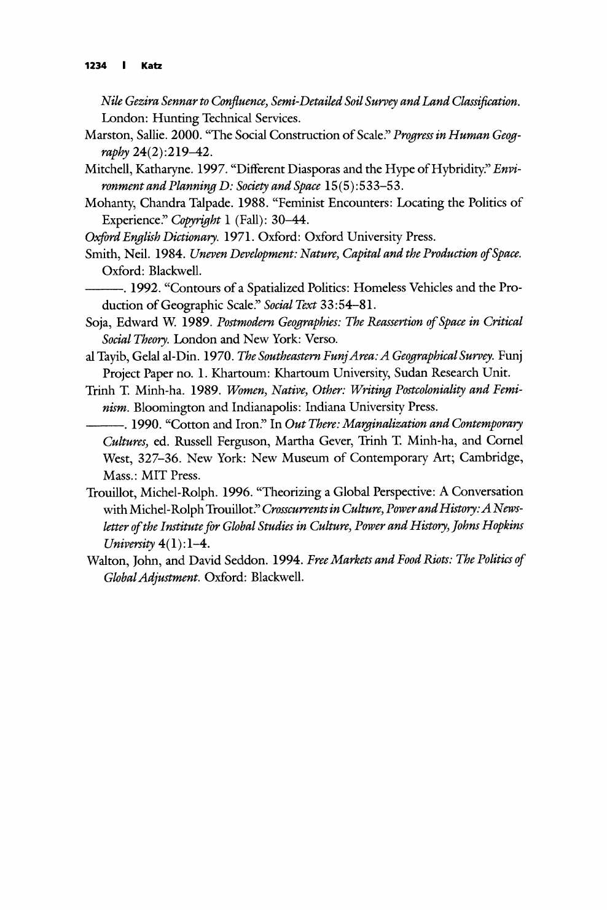*Nile Gezira Sennar to Confluence, Semi-Detailed Soil Survey and Land Classification.* London: Hunting Technical Services.

Marston, Sallie. 2000. "The Social Construction of Scale." *Progress in Human Geography* 24(2):219–42.

Mitchell, Katharyne. 1997. "Different Diasporas and the Hype of Hybridity." *Environment and Planning D: Society and Space* 15(5):533–53.

Mohanty, Chandra Talpade. 1988. "Feminist Encounters: Locating the Politics of Experience." *Copyright* 1 (Fall): 30–44.

*Oxford English Dictionary.* 1971. Oxford: Oxford University Press.

Smith, Neil. 1984. *Uneven Development: Nature, Capital and the Production of Space.* Oxford: Blackwell.

———. 1992. "Contours of a Spatialized Politics: Homeless Vehicles and the Production of Geographic Scale." *Social Text* 33:54–81.

Soja, Edward W. 1989. *Postmodern Geographies: The Reassertion of Space in Critical Social Theory.* London and New York: Verso.

al Tayib, Gelal al-Din. 1970. *The Southeastern Funj Area: A Geographical Survey.* Funj Project Paper no. 1. Khartoum: Khartoum University, Sudan Research Unit.

Trinh T. Minh-ha. 1989. *Women, Native, Other: Writing Postcoloniality and Feminism.* Bloomington and Indianapolis: Indiana University Press.

———. 1990. "Cotton and Iron." In *Out There: Marginalization and Contemporary Cultures,* ed. Russell Ferguson, Martha Gever, Trinh T. Minh-ha, and Cornel West, 327–36. New York: New Museum of Contemporary Art; Cambridge, Mass.: MIT Press.

Trouillot, Michel-Rolph. 1996. "Theorizing a Global Perspective: A Conversation with Michel-Rolph Trouillot." *Crosscurrents in Culture, Power and History: A Newsletter of the Institute for Global Studies in Culture, Power and History, Johns Hopkins University* 4(1):1–4.

Walton, John, and David Seddon. 1994. *Free Markets and Food Riots: The Politics of Global Adjustment.* Oxford: Blackwell.